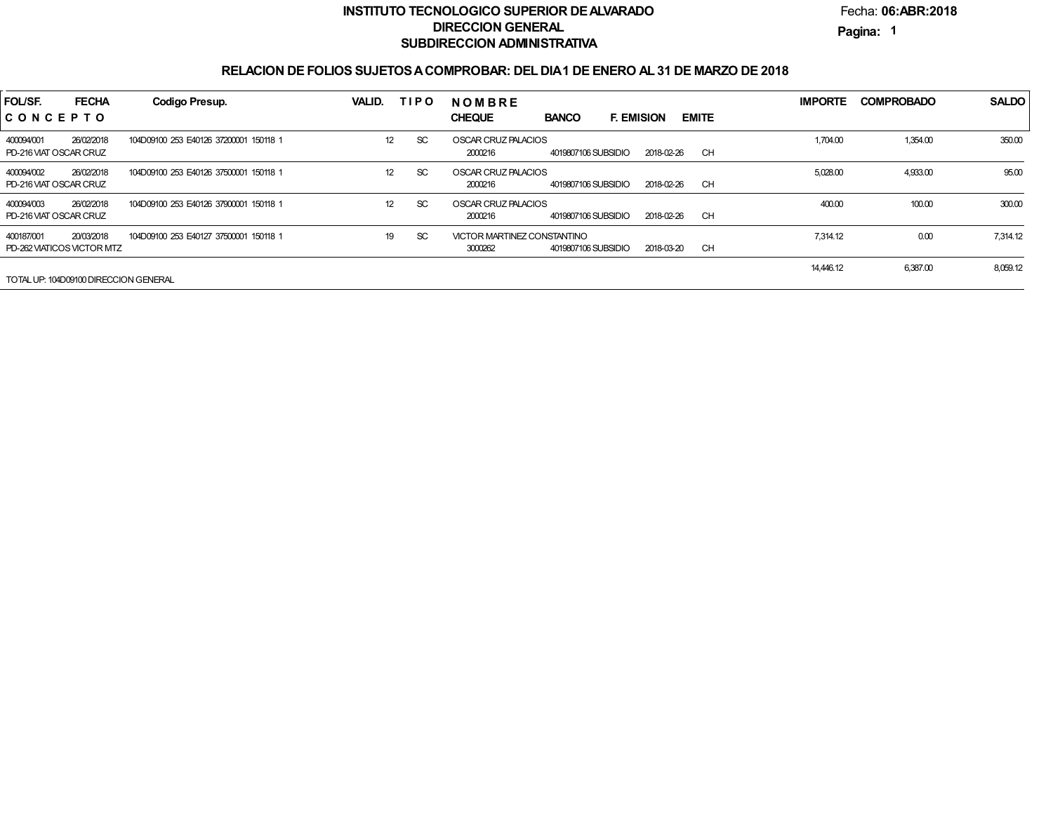# INSTITUTO TECNOLOGICO SUPERIOR DE ALVARADO
## DIRECCION GENERAL
### SUBDIRECCION ADMINISTRATIVA

Fecha: **06:ABR:2018**

**Pagina: 1**

## RELACION DE FOLIOS SUJETOS A COMPROBAR: DEL DIA 1 DE ENERO AL 31 DE MARZO DE 2018

| FOL/SF. / CONCEPTO | FECHA | Codigo Presup. | VALID. | TIPO | NOMBRE / CHEQUE | BANCO | F. EMISION | EMITE | IMPORTE | COMPROBADO | SALDO |
|---|---|---|---|---|---|---|---|---|---|---|---|
| 400094/001 | 26/02/2018 | 104D09100 253 E40126 37200001 150118 1 | 12 | SC | OSCAR CRUZ PALACIOS | | | | 1,704.00 | 1,354.00 | 350.00 |
| PD-216 VIAT OSCAR CRUZ | | | | | 2000216 | 4019807106 SUBSIDIO | 2018-02-26 | CH | | | |
| 400094/002 | 26/02/2018 | 104D09100 253 E40126 37500001 150118 1 | 12 | SC | OSCAR CRUZ PALACIOS | | | | 5,028.00 | 4,933.00 | 95.00 |
| PD-216 VIAT OSCAR CRUZ | | | | | 2000216 | 4019807106 SUBSIDIO | 2018-02-26 | CH | | | |
| 400094/003 | 26/02/2018 | 104D09100 253 E40126 37900001 150118 1 | 12 | SC | OSCAR CRUZ PALACIOS | | | | 400.00 | 100.00 | 300.00 |
| PD-216 VIAT OSCAR CRUZ | | | | | 2000216 | 4019807106 SUBSIDIO | 2018-02-26 | CH | | | |
| 400187/001 | 20/03/2018 | 104D09100 253 E40127 37500001 150118 1 | 19 | SC | VICTOR MARTINEZ CONSTANTINO | | | | 7,314.12 | 0.00 | 7,314.12 |
| PD-262 VIATICOS VICTOR MTZ | | | | | 3000262 | 4019807106 SUBSIDIO | 2018-03-20 | CH | | | |
| TOTAL UP: 104D09100 DIRECCION GENERAL | | | | | | | | | 14,446.12 | 6,387.00 | 8,059.12 |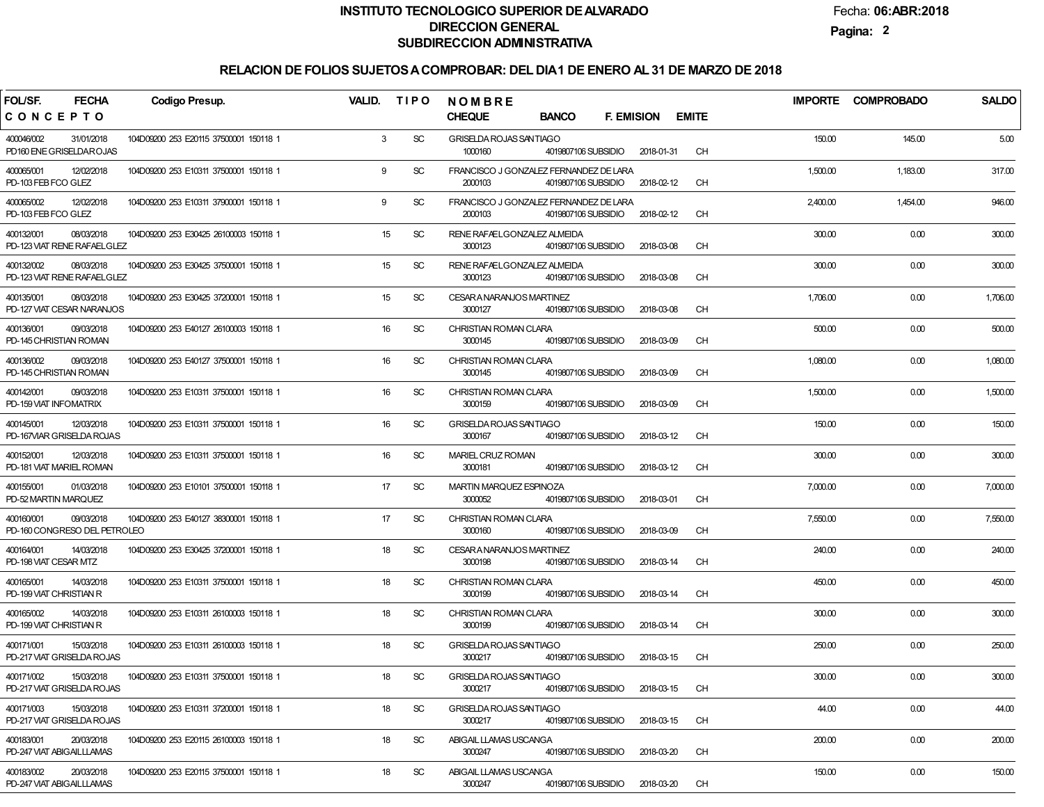**INSTITUTO TECNOLOGICO SUPERIOR DE ALVARADO**
**DIRECCION GENERAL**
**SUBDIRECCION ADMINISTRATIVA**

Fecha: **06:ABR:2018**

## RELACION DE FOLIOS SUJETOS A COMPROBAR: DEL DIA 1 DE ENERO AL 31 DE MARZO DE 2018

| FOL/SF. / CONCEPTO | FECHA | Codigo Presup. | VALID. | TIPO | NOMBRE / CHEQUE | BANCO | F. EMISION | EMITE | IMPORTE | COMPROBADO | SALDO |
|---|---|---|---|---|---|---|---|---|---|---|---|
| 400046/002 PD160 ENE GRISELDAROJAS | 31/01/2018 | 104D09200 253 E20115 37500001 150118 1 | 3 | SC | GRISELDA ROJAS SANTIAGO 1000160 | 4019807106 SUBSIDIO | 2018-01-31 | CH | 150.00 | 145.00 | 5.00 |
| 400065/001 PD-103 FEB FCO GLEZ | 12/02/2018 | 104D09200 253 E10311 37500001 150118 1 | 9 | SC | FRANCISCO J GONZALEZ FERNANDEZ DE LARA 2000103 | 4019807106 SUBSIDIO | 2018-02-12 | CH | 1,500.00 | 1,183.00 | 317.00 |
| 400065/002 PD-103 FEB FCO GLEZ | 12/02/2018 | 104D09200 253 E10311 37900001 150118 1 | 9 | SC | FRANCISCO J GONZALEZ FERNANDEZ DE LARA 2000103 | 4019807106 SUBSIDIO | 2018-02-12 | CH | 2,400.00 | 1,454.00 | 946.00 |
| 400132/001 PD-123 VIAT RENE RAFAELGLEZ | 08/03/2018 | 104D09200 253 E30425 26100003 150118 1 | 15 | SC | RENE RAFAEL GONZALEZ ALMEIDA 3000123 | 4019807106 SUBSIDIO | 2018-03-08 | CH | 300.00 | 0.00 | 300.00 |
| 400132/002 PD-123 VIAT RENE RAFAELGLEZ | 08/03/2018 | 104D09200 253 E30425 37500001 150118 1 | 15 | SC | RENE RAFAEL GONZALEZ ALMEIDA 3000123 | 4019807106 SUBSIDIO | 2018-03-08 | CH | 300.00 | 0.00 | 300.00 |
| 400135/001 PD-127 VIAT CESAR NARANJOS | 08/03/2018 | 104D09200 253 E30425 37200001 150118 1 | 15 | SC | CESAR A NARANJOS MARTINEZ 3000127 | 4019807106 SUBSIDIO | 2018-03-08 | CH | 1,706.00 | 0.00 | 1,706.00 |
| 400136/001 PD-145 CHRISTIAN ROMAN | 09/03/2018 | 104D09200 253 E40127 26100003 150118 1 | 16 | SC | CHRISTIAN ROMAN CLARA 3000145 | 4019807106 SUBSIDIO | 2018-03-09 | CH | 500.00 | 0.00 | 500.00 |
| 400136/002 PD-145 CHRISTIAN ROMAN | 09/03/2018 | 104D09200 253 E40127 37500001 150118 1 | 16 | SC | CHRISTIAN ROMAN CLARA 3000145 | 4019807106 SUBSIDIO | 2018-03-09 | CH | 1,080.00 | 0.00 | 1,080.00 |
| 400142/001 PD-159 VIAT INFOMATRIX | 09/03/2018 | 104D09200 253 E10311 37500001 150118 1 | 16 | SC | CHRISTIAN ROMAN CLARA 3000159 | 4019807106 SUBSIDIO | 2018-03-09 | CH | 1,500.00 | 0.00 | 1,500.00 |
| 400145/001 PD-167VIAR GRISELDA ROJAS | 12/03/2018 | 104D09200 253 E10311 37500001 150118 1 | 16 | SC | GRISELDA ROJAS SANTIAGO 3000167 | 4019807106 SUBSIDIO | 2018-03-12 | CH | 150.00 | 0.00 | 150.00 |
| 400152/001 PD-181 VIAT MARIEL ROMAN | 12/03/2018 | 104D09200 253 E10311 37500001 150118 1 | 16 | SC | MARIEL CRUZ ROMAN 3000181 | 4019807106 SUBSIDIO | 2018-03-12 | CH | 300.00 | 0.00 | 300.00 |
| 400155/001 PD-52 MARTIN MARQUEZ | 01/03/2018 | 104D09200 253 E10101 37500001 150118 1 | 17 | SC | MARTIN MARQUEZ ESPINOZA 3000052 | 4019807106 SUBSIDIO | 2018-03-01 | CH | 7,000.00 | 0.00 | 7,000.00 |
| 400160/001 PD-160 CONGRESO DEL PETROLEO | 09/03/2018 | 104D09200 253 E40127 38300001 150118 1 | 17 | SC | CHRISTIAN ROMAN CLARA 3000160 | 4019807106 SUBSIDIO | 2018-03-09 | CH | 7,550.00 | 0.00 | 7,550.00 |
| 400164/001 PD-198 VIAT CESAR MTZ | 14/03/2018 | 104D09200 253 E30425 37200001 150118 1 | 18 | SC | CESAR A NARANJOS MARTINEZ 3000198 | 4019807106 SUBSIDIO | 2018-03-14 | CH | 240.00 | 0.00 | 240.00 |
| 400165/001 PD-199 VIAT CHRISTIAN R | 14/03/2018 | 104D09200 253 E10311 37500001 150118 1 | 18 | SC | CHRISTIAN ROMAN CLARA 3000199 | 4019807106 SUBSIDIO | 2018-03-14 | CH | 450.00 | 0.00 | 450.00 |
| 400165/002 PD-199 VIAT CHRISTIAN R | 14/03/2018 | 104D09200 253 E10311 26100003 150118 1 | 18 | SC | CHRISTIAN ROMAN CLARA 3000199 | 4019807106 SUBSIDIO | 2018-03-14 | CH | 300.00 | 0.00 | 300.00 |
| 400171/001 PD-217 VIAT GRISELDA ROJAS | 15/03/2018 | 104D09200 253 E10311 26100003 150118 1 | 18 | SC | GRISELDA ROJAS SANTIAGO 3000217 | 4019807106 SUBSIDIO | 2018-03-15 | CH | 250.00 | 0.00 | 250.00 |
| 400171/002 PD-217 VIAT GRISELDA ROJAS | 15/03/2018 | 104D09200 253 E10311 37500001 150118 1 | 18 | SC | GRISELDA ROJAS SANTIAGO 3000217 | 4019807106 SUBSIDIO | 2018-03-15 | CH | 300.00 | 0.00 | 300.00 |
| 400171/003 PD-217 VIAT GRISELDA ROJAS | 15/03/2018 | 104D09200 253 E10311 37200001 150118 1 | 18 | SC | GRISELDA ROJAS SANTIAGO 3000217 | 4019807106 SUBSIDIO | 2018-03-15 | CH | 44.00 | 0.00 | 44.00 |
| 400183/001 PD-247 VIAT ABIGAILLLAMAS | 20/03/2018 | 104D09200 253 E20115 26100003 150118 1 | 18 | SC | ABIGAIL LLAMAS USCANGA 3000247 | 4019807106 SUBSIDIO | 2018-03-20 | CH | 200.00 | 0.00 | 200.00 |
| 400183/002 PD-247 VIAT ABIGAILLLAMAS | 20/03/2018 | 104D09200 253 E20115 37500001 150118 1 | 18 | SC | ABIGAIL LLAMAS USCANGA 3000247 | 4019807106 SUBSIDIO | 2018-03-20 | CH | 150.00 | 0.00 | 150.00 |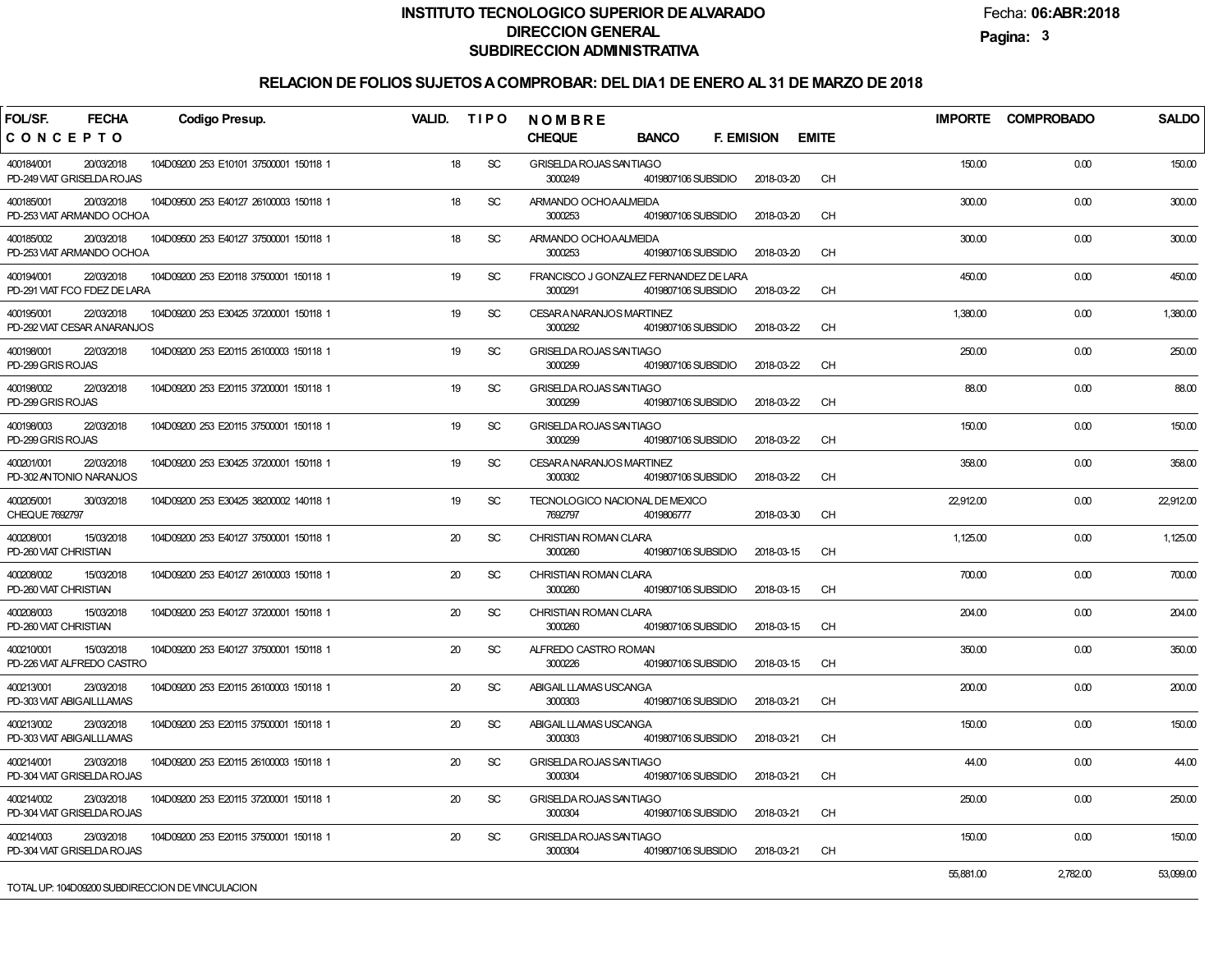# INSTITUTO TECNOLOGICO SUPERIOR DE ALVARADO

## DIRECCION GENERAL

## SUBDIRECCION ADMINISTRATIVA

Fecha: **06:ABR:2018**

### RELACION DE FOLIOS SUJETOS A COMPROBAR: DEL DIA 1 DE ENERO AL 31 DE MARZO DE 2018

| FOL/SF. / CONCEPTO | FECHA | Codigo Presup. | VALID. | TIPO | NOMBRE / CHEQUE | BANCO | F. EMISION | EMITE | IMPORTE | COMPROBADO | SALDO |
|---|---|---|---|---|---|---|---|---|---|---|---|
| 400184/001 PD-249 VIAT GRISELDA ROJAS | 20/03/2018 | 104D09200 253 E10101 37500001 150118 1 | 18 | SC | GRISELDA ROJAS SANTIAGO 3000249 | 4019807106 SUBSIDIO | 2018-03-20 | CH | 150.00 | 0.00 | 150.00 |
| 400185/001 PD-253 VIAT ARMANDO OCHOA | 20/03/2018 | 104D09500 253 E40127 26100003 150118 1 | 18 | SC | ARMANDO OCHOA ALMEIDA 3000253 | 4019807106 SUBSIDIO | 2018-03-20 | CH | 300.00 | 0.00 | 300.00 |
| 400185/002 PD-253 VIAT ARMANDO OCHOA | 20/03/2018 | 104D09500 253 E40127 37500001 150118 1 | 18 | SC | ARMANDO OCHOA ALMEIDA 3000253 | 4019807106 SUBSIDIO | 2018-03-20 | CH | 300.00 | 0.00 | 300.00 |
| 400194/001 PD-291 VIAT FCO FDEZ DE LARA | 22/03/2018 | 104D09200 253 E20118 37500001 150118 1 | 19 | SC | FRANCISCO J GONZALEZ FERNANDEZ DE LARA 3000291 | 4019807106 SUBSIDIO | 2018-03-22 | CH | 450.00 | 0.00 | 450.00 |
| 400195/001 PD-292 VIAT CESAR A NARANJOS | 22/03/2018 | 104D09200 253 E30425 37200001 150118 1 | 19 | SC | CESAR A NARANJOS MARTINEZ 3000292 | 4019807106 SUBSIDIO | 2018-03-22 | CH | 1,380.00 | 0.00 | 1,380.00 |
| 400198/001 PD-299 GRIS ROJAS | 22/03/2018 | 104D09200 253 E20115 26100003 150118 1 | 19 | SC | GRISELDA ROJAS SANTIAGO 3000299 | 4019807106 SUBSIDIO | 2018-03-22 | CH | 250.00 | 0.00 | 250.00 |
| 400198/002 PD-299 GRIS ROJAS | 22/03/2018 | 104D09200 253 E20115 37200001 150118 1 | 19 | SC | GRISELDA ROJAS SANTIAGO 3000299 | 4019807106 SUBSIDIO | 2018-03-22 | CH | 88.00 | 0.00 | 88.00 |
| 400198/003 PD-299 GRIS ROJAS | 22/03/2018 | 104D09200 253 E20115 37500001 150118 1 | 19 | SC | GRISELDA ROJAS SANTIAGO 3000299 | 4019807106 SUBSIDIO | 2018-03-22 | CH | 150.00 | 0.00 | 150.00 |
| 400201/001 PD-302 ANTONIO NARANJOS | 22/03/2018 | 104D09200 253 E30425 37200001 150118 1 | 19 | SC | CESAR A NARANJOS MARTINEZ 3000302 | 4019807106 SUBSIDIO | 2018-03-22 | CH | 358.00 | 0.00 | 358.00 |
| 400205/001 CHEQUE 7692797 | 30/03/2018 | 104D09200 253 E30425 38200002 140118 1 | 19 | SC | TECNOLOGICO NACIONAL DE MEXICO 7692797 | 4019806777 | 2018-03-30 | CH | 22,912.00 | 0.00 | 22,912.00 |
| 400208/001 PD-260 VIAT CHRISTIAN | 15/03/2018 | 104D09200 253 E40127 37500001 150118 1 | 20 | SC | CHRISTIAN ROMAN CLARA 3000260 | 4019807106 SUBSIDIO | 2018-03-15 | CH | 1,125.00 | 0.00 | 1,125.00 |
| 400208/002 PD-260 VIAT CHRISTIAN | 15/03/2018 | 104D09200 253 E40127 26100003 150118 1 | 20 | SC | CHRISTIAN ROMAN CLARA 3000260 | 4019807106 SUBSIDIO | 2018-03-15 | CH | 700.00 | 0.00 | 700.00 |
| 400208/003 PD-260 VIAT CHRISTIAN | 15/03/2018 | 104D09200 253 E40127 37200001 150118 1 | 20 | SC | CHRISTIAN ROMAN CLARA 3000260 | 4019807106 SUBSIDIO | 2018-03-15 | CH | 204.00 | 0.00 | 204.00 |
| 400210/001 PD-226 VIAT ALFREDO CASTRO | 15/03/2018 | 104D09200 253 E40127 37500001 150118 1 | 20 | SC | ALFREDO CASTRO ROMAN 3000226 | 4019807106 SUBSIDIO | 2018-03-15 | CH | 350.00 | 0.00 | 350.00 |
| 400213/001 PD-303 VIAT ABIGAILLLAMAS | 23/03/2018 | 104D09200 253 E20115 26100003 150118 1 | 20 | SC | ABIGAIL LLAMAS USCANGA 3000303 | 4019807106 SUBSIDIO | 2018-03-21 | CH | 200.00 | 0.00 | 200.00 |
| 400213/002 PD-303 VIAT ABIGAILLLAMAS | 23/03/2018 | 104D09200 253 E20115 37500001 150118 1 | 20 | SC | ABIGAIL LLAMAS USCANGA 3000303 | 4019807106 SUBSIDIO | 2018-03-21 | CH | 150.00 | 0.00 | 150.00 |
| 400214/001 PD-304 VIAT GRISELDA ROJAS | 23/03/2018 | 104D09200 253 E20115 26100003 150118 1 | 20 | SC | GRISELDA ROJAS SANTIAGO 3000304 | 4019807106 SUBSIDIO | 2018-03-21 | CH | 44.00 | 0.00 | 44.00 |
| 400214/002 PD-304 VIAT GRISELDA ROJAS | 23/03/2018 | 104D09200 253 E20115 37200001 150118 1 | 20 | SC | GRISELDA ROJAS SANTIAGO 3000304 | 4019807106 SUBSIDIO | 2018-03-21 | CH | 250.00 | 0.00 | 250.00 |
| 400214/003 PD-304 VIAT GRISELDA ROJAS | 23/03/2018 | 104D09200 253 E20115 37500001 150118 1 | 20 | SC | GRISELDA ROJAS SANTIAGO 3000304 | 4019807106 SUBSIDIO | 2018-03-21 | CH | 150.00 | 0.00 | 150.00 |
| TOTAL UP: 104D09200 SUBDIRECCION DE VINCULACION | | | | | | | | | 55,881.00 | 2,782.00 | 53,099.00 |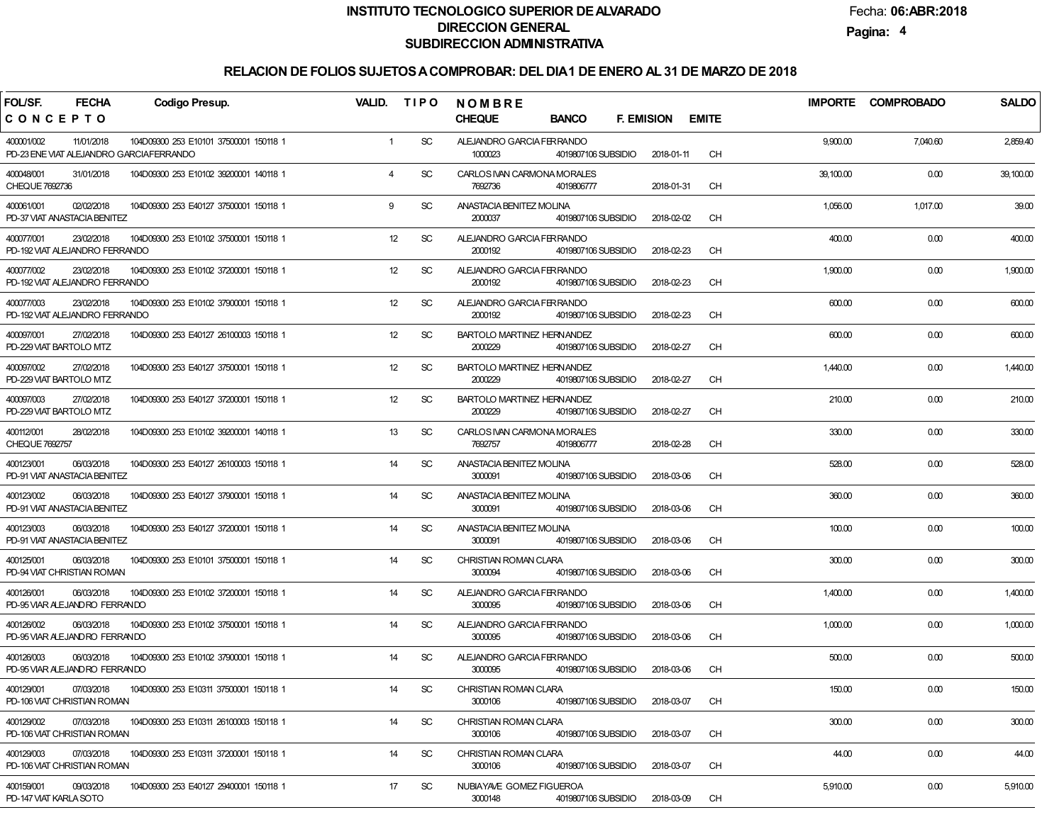# INSTITUTO TECNOLOGICO SUPERIOR DE ALVARADO
## DIRECCION GENERAL
## SUBDIRECCION ADMINISTRATIVA

Fecha: **06:ABR:2018**

### RELACION DE FOLIOS SUJETOS A COMPROBAR: DEL DIA 1 DE ENERO AL 31 DE MARZO DE 2018

| FOL/SF. / CONCEPTO | FECHA | Codigo Presup. | VALID. | TIPO | NOMBRE / CHEQUE | BANCO | F. EMISION | EMITE | IMPORTE | COMPROBADO | SALDO |
|---|---|---|---|---|---|---|---|---|---|---|---|
| 400001/002 PD-23 ENE VIAT ALEJANDRO GARCIAFERRANDO | 11/01/2018 | 104D09300 253 E10101 37500001 150118 1 | 1 | SC | ALEJANDRO GARCIA FERRANDO 1000023 | 4019807106 SUBSIDIO | 2018-01-11 | CH | 9,900.00 | 7,040.60 | 2,859.40 |
| 400048/001 CHEQUE 7692736 | 31/01/2018 | 104D09300 253 E10102 39200001 140118 1 | 4 | SC | CARLOS IVAN CARMONA MORALES 7692736 | 4019806777 | 2018-01-31 | CH | 39,100.00 | 0.00 | 39,100.00 |
| 400061/001 PD-37 VIAT ANASTACIA BENITEZ | 02/02/2018 | 104D09300 253 E40127 37500001 150118 1 | 9 | SC | ANASTACIA BENITEZ MOLINA 2000037 | 4019807106 SUBSIDIO | 2018-02-02 | CH | 1,056.00 | 1,017.00 | 39.00 |
| 400077/001 PD-192 VIAT ALEJANDRO FERRANDO | 23/02/2018 | 104D09300 253 E10102 37500001 150118 1 | 12 | SC | ALEJANDRO GARCIA FERRANDO 2000192 | 4019807106 SUBSIDIO | 2018-02-23 | CH | 400.00 | 0.00 | 400.00 |
| 400077/002 PD-192 VIAT ALEJANDRO FERRANDO | 23/02/2018 | 104D09300 253 E10102 37200001 150118 1 | 12 | SC | ALEJANDRO GARCIA FERRANDO 2000192 | 4019807106 SUBSIDIO | 2018-02-23 | CH | 1,900.00 | 0.00 | 1,900.00 |
| 400077/003 PD-192 VIAT ALEJANDRO FERRANDO | 23/02/2018 | 104D09300 253 E10102 37900001 150118 1 | 12 | SC | ALEJANDRO GARCIA FERRANDO 2000192 | 4019807106 SUBSIDIO | 2018-02-23 | CH | 600.00 | 0.00 | 600.00 |
| 400097/001 PD-229 VIAT BARTOLO MTZ | 27/02/2018 | 104D09300 253 E40127 26100003 150118 1 | 12 | SC | BARTOLO MARTINEZ HERNANDEZ 2000229 | 4019807106 SUBSIDIO | 2018-02-27 | CH | 600.00 | 0.00 | 600.00 |
| 400097/002 PD-229 VIAT BARTOLO MTZ | 27/02/2018 | 104D09300 253 E40127 37500001 150118 1 | 12 | SC | BARTOLO MARTINEZ HERNANDEZ 2000229 | 4019807106 SUBSIDIO | 2018-02-27 | CH | 1,440.00 | 0.00 | 1,440.00 |
| 400097/003 PD-229 VIAT BARTOLO MTZ | 27/02/2018 | 104D09300 253 E40127 37200001 150118 1 | 12 | SC | BARTOLO MARTINEZ HERNANDEZ 2000229 | 4019807106 SUBSIDIO | 2018-02-27 | CH | 210.00 | 0.00 | 210.00 |
| 400112/001 CHEQUE 7692757 | 28/02/2018 | 104D09300 253 E10102 39200001 140118 1 | 13 | SC | CARLOS IVAN CARMONA MORALES 7692757 | 4019806777 | 2018-02-28 | CH | 330.00 | 0.00 | 330.00 |
| 400123/001 PD-91 VIAT ANASTACIA BENITEZ | 06/03/2018 | 104D09300 253 E40127 26100003 150118 1 | 14 | SC | ANASTACIA BENITEZ MOLINA 3000091 | 4019807106 SUBSIDIO | 2018-03-06 | CH | 528.00 | 0.00 | 528.00 |
| 400123/002 PD-91 VIAT ANASTACIA BENITEZ | 06/03/2018 | 104D09300 253 E40127 37900001 150118 1 | 14 | SC | ANASTACIA BENITEZ MOLINA 3000091 | 4019807106 SUBSIDIO | 2018-03-06 | CH | 360.00 | 0.00 | 360.00 |
| 400123/003 PD-91 VIAT ANASTACIA BENITEZ | 06/03/2018 | 104D09300 253 E40127 37200001 150118 1 | 14 | SC | ANASTACIA BENITEZ MOLINA 3000091 | 4019807106 SUBSIDIO | 2018-03-06 | CH | 100.00 | 0.00 | 100.00 |
| 400125/001 PD-94 VIAT CHRISTIAN ROMAN | 06/03/2018 | 104D09300 253 E10101 37500001 150118 1 | 14 | SC | CHRISTIAN ROMAN CLARA 3000094 | 4019807106 SUBSIDIO | 2018-03-06 | CH | 300.00 | 0.00 | 300.00 |
| 400126/001 PD-95 VIAR ALEJANDRO FERRANDO | 06/03/2018 | 104D09300 253 E10102 37200001 150118 1 | 14 | SC | ALEJANDRO GARCIA FERRANDO 3000095 | 4019807106 SUBSIDIO | 2018-03-06 | CH | 1,400.00 | 0.00 | 1,400.00 |
| 400126/002 PD-95 VIAR ALEJANDRO FERRANDO | 06/03/2018 | 104D09300 253 E10102 37500001 150118 1 | 14 | SC | ALEJANDRO GARCIA FERRANDO 3000095 | 4019807106 SUBSIDIO | 2018-03-06 | CH | 1,000.00 | 0.00 | 1,000.00 |
| 400126/003 PD-95 VIAR ALEJANDRO FERRANDO | 06/03/2018 | 104D09300 253 E10102 37900001 150118 1 | 14 | SC | ALEJANDRO GARCIA FERRANDO 3000095 | 4019807106 SUBSIDIO | 2018-03-06 | CH | 500.00 | 0.00 | 500.00 |
| 400129/001 PD-106 VIAT CHRISTIAN ROMAN | 07/03/2018 | 104D09300 253 E10311 37500001 150118 1 | 14 | SC | CHRISTIAN ROMAN CLARA 3000106 | 4019807106 SUBSIDIO | 2018-03-07 | CH | 150.00 | 0.00 | 150.00 |
| 400129/002 PD-106 VIAT CHRISTIAN ROMAN | 07/03/2018 | 104D09300 253 E10311 26100003 150118 1 | 14 | SC | CHRISTIAN ROMAN CLARA 3000106 | 4019807106 SUBSIDIO | 2018-03-07 | CH | 300.00 | 0.00 | 300.00 |
| 400129/003 PD-106 VIAT CHRISTIAN ROMAN | 07/03/2018 | 104D09300 253 E10311 37200001 150118 1 | 14 | SC | CHRISTIAN ROMAN CLARA 3000106 | 4019807106 SUBSIDIO | 2018-03-07 | CH | 44.00 | 0.00 | 44.00 |
| 400159/001 PD-147 VIAT KARLA SOTO | 09/03/2018 | 104D09300 253 E40127 29400001 150118 1 | 17 | SC | NUBIAYAVE GOMEZ FIGUEROA 3000148 | 4019807106 SUBSIDIO | 2018-03-09 | CH | 5,910.00 | 0.00 | 5,910.00 |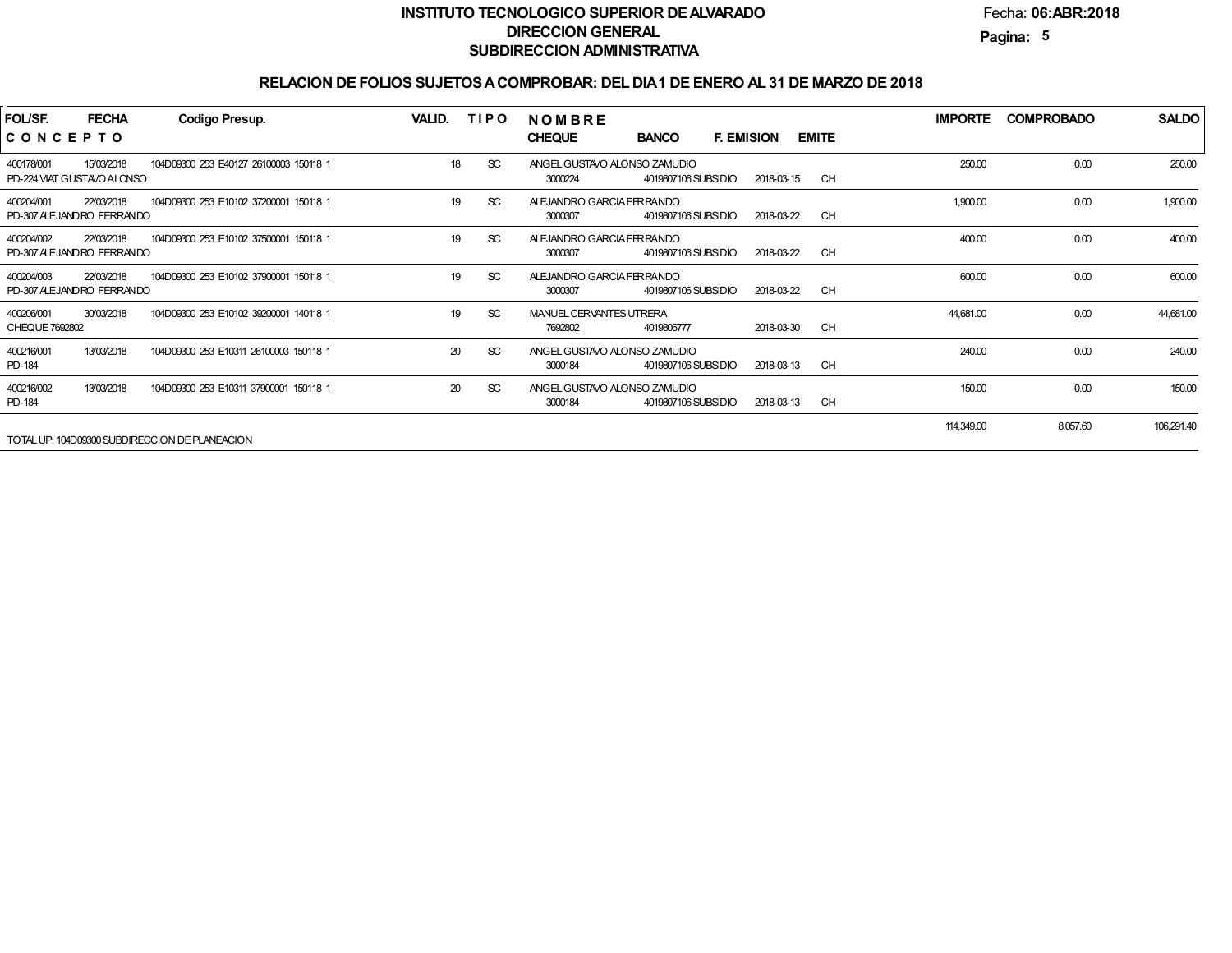**INSTITUTO TECNOLOGICO SUPERIOR DE ALVARADO**
**DIRECCION GENERAL**
**SUBDIRECCION ADMINISTRATIVA**

Fecha: **06:ABR:2018**

## RELACION DE FOLIOS SUJETOS A COMPROBAR: DEL DIA 1 DE ENERO AL 31 DE MARZO DE 2018

| FOL/SF. / CONCEPTO | FECHA | Codigo Presup. | VALID. | TIPO | NOMBRE / CHEQUE | BANCO | F. EMISION | EMITE | IMPORTE | COMPROBADO | SALDO |
|---|---|---|---|---|---|---|---|---|---|---|---|
| 400178/001<br>PD-224 VIAT GUSTAVO ALONSO | 15/03/2018 | 104D09300 253 E40127 26100003 150118 1 | 18 | SC | ANGEL GUSTAVO ALONSO ZAMUDIO<br>3000224 | 4019807106 SUBSIDIO | 2018-03-15 | CH | 250.00 | 0.00 | 250.00 |
| 400204/001<br>PD-307 ALEJANDRO FERRANDO | 22/03/2018 | 104D09300 253 E10102 37200001 150118 1 | 19 | SC | ALEJANDRO GARCIA FERRANDO<br>3000307 | 4019807106 SUBSIDIO | 2018-03-22 | CH | 1,900.00 | 0.00 | 1,900.00 |
| 400204/002<br>PD-307 ALEJANDRO FERRANDO | 22/03/2018 | 104D09300 253 E10102 37500001 150118 1 | 19 | SC | ALEJANDRO GARCIA FERRANDO<br>3000307 | 4019807106 SUBSIDIO | 2018-03-22 | CH | 400.00 | 0.00 | 400.00 |
| 400204/003<br>PD-307 ALEJANDRO FERRANDO | 22/03/2018 | 104D09300 253 E10102 37900001 150118 1 | 19 | SC | ALEJANDRO GARCIA FERRANDO<br>3000307 | 4019807106 SUBSIDIO | 2018-03-22 | CH | 600.00 | 0.00 | 600.00 |
| 400206/001<br>CHEQUE 7692802 | 30/03/2018 | 104D09300 253 E10102 39200001 140118 1 | 19 | SC | MANUEL CERVANTES UTRERA<br>7692802 | 4019806777 | 2018-03-30 | CH | 44,681.00 | 0.00 | 44,681.00 |
| 400216/001<br>PD-184 | 13/03/2018 | 104D09300 253 E10311 26100003 150118 1 | 20 | SC | ANGEL GUSTAVO ALONSO ZAMUDIO<br>3000184 | 4019807106 SUBSIDIO | 2018-03-13 | CH | 240.00 | 0.00 | 240.00 |
| 400216/002<br>PD-184 | 13/03/2018 | 104D09300 253 E10311 37900001 150118 1 | 20 | SC | ANGEL GUSTAVO ALONSO ZAMUDIO<br>3000184 | 4019807106 SUBSIDIO | 2018-03-13 | CH | 150.00 | 0.00 | 150.00 |
| TOTAL UP: 104D09300 SUBDIRECCION DE PLANEACION | | | | | | | | | 114,349.00 | 8,057.60 | 106,291.40 |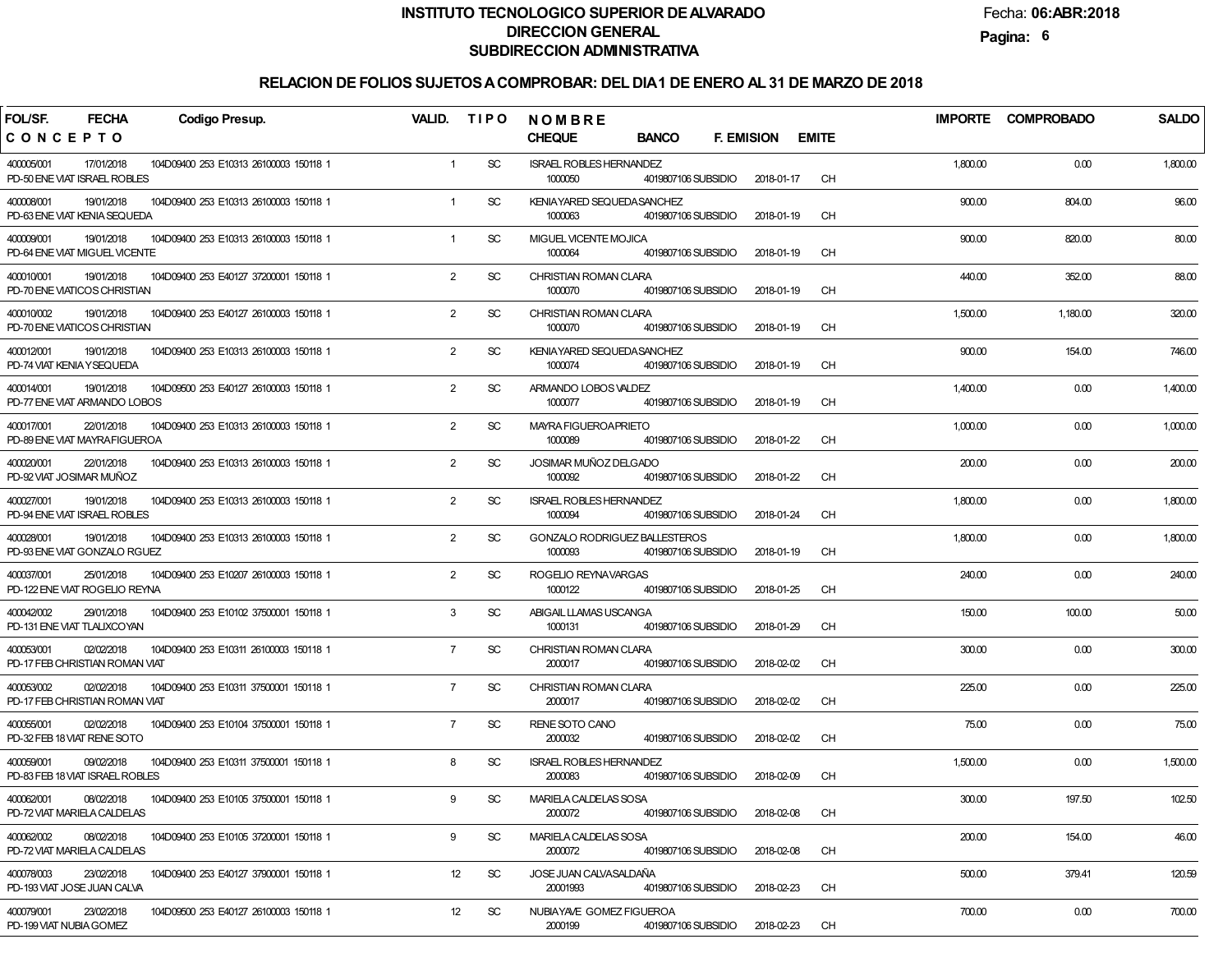# INSTITUTO TECNOLOGICO SUPERIOR DE ALVARADO
## DIRECCION GENERAL
## SUBDIRECCION ADMINISTRATIVA

Fecha: **06:ABR:2018**

## RELACION DE FOLIOS SUJETOS A COMPROBAR: DEL DIA 1 DE ENERO AL 31 DE MARZO DE 2018

| FOL/SF. | FECHA | Codigo Presup. | VALID. | TIPO | NOMBRE | IMPORTE | COMPROBADO | SALDO |
|---|---|---|---|---|---|---|---|---|
| CONCEPTO | | | | | CHEQUE / BANCO / F. EMISION / EMITE | | | |
| 400005/001 | 17/01/2018 | 104D09400 253 E10313 26100003 150118 1 | 1 | SC | ISRAEL ROBLES HERNANDEZ | 1,800.00 | 0.00 | 1,800.00 |
| PD-50 ENE VIAT ISRAEL ROBLES | | | | | 1000050 4019807106 SUBSIDIO 2018-01-17 CH | | | |
| 400008/001 | 19/01/2018 | 104D09400 253 E10313 26100003 150118 1 | 1 | SC | KENIA YARED SEQUEDA SANCHEZ | 900.00 | 804.00 | 96.00 |
| PD-63 ENE VIAT KENIA SEQUEDA | | | | | 1000063 4019807106 SUBSIDIO 2018-01-19 CH | | | |
| 400009/001 | 19/01/2018 | 104D09400 253 E10313 26100003 150118 1 | 1 | SC | MIGUEL VICENTE MOJICA | 900.00 | 820.00 | 80.00 |
| PD-64 ENE VIAT MIGUEL VICENTE | | | | | 1000064 4019807106 SUBSIDIO 2018-01-19 CH | | | |
| 400010/001 | 19/01/2018 | 104D09400 253 E40127 37200001 150118 1 | 2 | SC | CHRISTIAN ROMAN CLARA | 440.00 | 352.00 | 88.00 |
| PD-70 ENE VIATICOS CHRISTIAN | | | | | 1000070 4019807106 SUBSIDIO 2018-01-19 CH | | | |
| 400010/002 | 19/01/2018 | 104D09400 253 E40127 26100003 150118 1 | 2 | SC | CHRISTIAN ROMAN CLARA | 1,500.00 | 1,180.00 | 320.00 |
| PD-70 ENE VIATICOS CHRISTIAN | | | | | 1000070 4019807106 SUBSIDIO 2018-01-19 CH | | | |
| 400012/001 | 19/01/2018 | 104D09400 253 E10313 26100003 150118 1 | 2 | SC | KENIA YARED SEQUEDA SANCHEZ | 900.00 | 154.00 | 746.00 |
| PD-74 VIAT KENIA Y SEQUEDA | | | | | 1000074 4019807106 SUBSIDIO 2018-01-19 CH | | | |
| 400014/001 | 19/01/2018 | 104D09500 253 E40127 26100003 150118 1 | 2 | SC | ARMANDO LOBOS VALDEZ | 1,400.00 | 0.00 | 1,400.00 |
| PD-77 ENE VIAT ARMANDO LOBOS | | | | | 1000077 4019807106 SUBSIDIO 2018-01-19 CH | | | |
| 400017/001 | 22/01/2018 | 104D09400 253 E10313 26100003 150118 1 | 2 | SC | MAYRA FIGUEROA PRIETO | 1,000.00 | 0.00 | 1,000.00 |
| PD-89 ENE VIAT MAYRA FIGUEROA | | | | | 1000089 4019807106 SUBSIDIO 2018-01-22 CH | | | |
| 400020/001 | 22/01/2018 | 104D09400 253 E10313 26100003 150118 1 | 2 | SC | JOSIMAR MUÑOZ DELGADO | 200.00 | 0.00 | 200.00 |
| PD-92 VIAT JOSIMAR MUÑOZ | | | | | 1000092 4019807106 SUBSIDIO 2018-01-22 CH | | | |
| 400027/001 | 19/01/2018 | 104D09400 253 E10313 26100003 150118 1 | 2 | SC | ISRAEL ROBLES HERNANDEZ | 1,800.00 | 0.00 | 1,800.00 |
| PD-94 ENE VIAT ISRAEL ROBLES | | | | | 1000094 4019807106 SUBSIDIO 2018-01-24 CH | | | |
| 400028/001 | 19/01/2018 | 104D09400 253 E10313 26100003 150118 1 | 2 | SC | GONZALO RODRIGUEZ BALLESTEROS | 1,800.00 | 0.00 | 1,800.00 |
| PD-93 ENE VIAT GONZALO RGUEZ | | | | | 1000093 4019807106 SUBSIDIO 2018-01-19 CH | | | |
| 400037/001 | 25/01/2018 | 104D09400 253 E10207 26100003 150118 1 | 2 | SC | ROGELIO REYNA VARGAS | 240.00 | 0.00 | 240.00 |
| PD-122 ENE VIAT ROGELIO REYNA | | | | | 1000122 4019807106 SUBSIDIO 2018-01-25 CH | | | |
| 400042/002 | 29/01/2018 | 104D09400 253 E10102 37500001 150118 1 | 3 | SC | ABIGAIL LLAMAS USCANGA | 150.00 | 100.00 | 50.00 |
| PD-131 ENE VIAT TLALIXCOYAN | | | | | 1000131 4019807106 SUBSIDIO 2018-01-29 CH | | | |
| 400053/001 | 02/02/2018 | 104D09400 253 E10311 26100003 150118 1 | 7 | SC | CHRISTIAN ROMAN CLARA | 300.00 | 0.00 | 300.00 |
| PD-17 FEB CHRISTIAN ROMAN VIAT | | | | | 2000017 4019807106 SUBSIDIO 2018-02-02 CH | | | |
| 400053/002 | 02/02/2018 | 104D09400 253 E10311 37500001 150118 1 | 7 | SC | CHRISTIAN ROMAN CLARA | 225.00 | 0.00 | 225.00 |
| PD-17 FEB CHRISTIAN ROMAN VIAT | | | | | 2000017 4019807106 SUBSIDIO 2018-02-02 CH | | | |
| 400055/001 | 02/02/2018 | 104D09400 253 E10104 37500001 150118 1 | 7 | SC | RENE SOTO CANO | 75.00 | 0.00 | 75.00 |
| PD-32 FEB 18 VIAT RENE SOTO | | | | | 2000032 4019807106 SUBSIDIO 2018-02-02 CH | | | |
| 400059/001 | 09/02/2018 | 104D09400 253 E10311 37500001 150118 1 | 8 | SC | ISRAEL ROBLES HERNANDEZ | 1,500.00 | 0.00 | 1,500.00 |
| PD-83 FEB 18 VIAT ISRAEL ROBLES | | | | | 2000083 4019807106 SUBSIDIO 2018-02-09 CH | | | |
| 400062/001 | 08/02/2018 | 104D09400 253 E10105 37500001 150118 1 | 9 | SC | MARIELA CALDELAS SOSA | 300.00 | 197.50 | 102.50 |
| PD-72 VIAT MARIELA CALDELAS | | | | | 2000072 4019807106 SUBSIDIO 2018-02-08 CH | | | |
| 400062/002 | 08/02/2018 | 104D09400 253 E10105 37200001 150118 1 | 9 | SC | MARIELA CALDELAS SOSA | 200.00 | 154.00 | 46.00 |
| PD-72 VIAT MARIELA CALDELAS | | | | | 2000072 4019807106 SUBSIDIO 2018-02-08 CH | | | |
| 400078/003 | 23/02/2018 | 104D09400 253 E40127 37900001 150118 1 | 12 | SC | JOSE JUAN CALVA SALDAÑA | 500.00 | 379.41 | 120.59 |
| PD-193 VIAT JOSE JUAN CALVA | | | | | 20001993 4019807106 SUBSIDIO 2018-02-23 CH | | | |
| 400079/001 | 23/02/2018 | 104D09500 253 E40127 26100003 150118 1 | 12 | SC | NUBIA YAVE GOMEZ FIGUEROA | 700.00 | 0.00 | 700.00 |
| PD-199 VIAT NUBIA GOMEZ | | | | | 2000199 4019807106 SUBSIDIO 2018-02-23 CH | | | |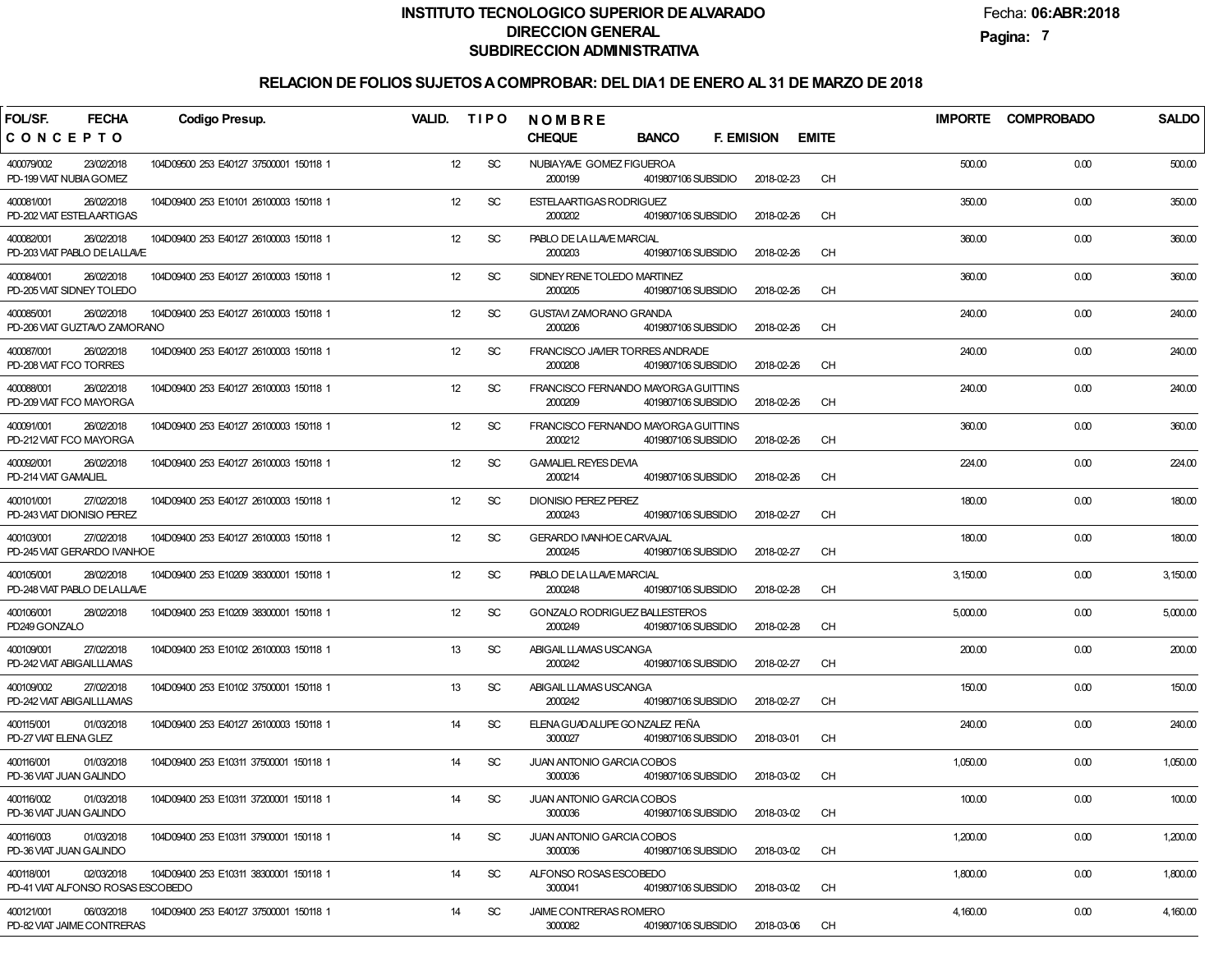# INSTITUTO TECNOLOGICO SUPERIOR DE ALVARADO
## DIRECCION GENERAL
## SUBDIRECCION ADMINISTRATIVA

Fecha: **06:ABR:2018**

## RELACION DE FOLIOS SUJETOS A COMPROBAR: DEL DIA 1 DE ENERO AL 31 DE MARZO DE 2018

| FOL/SF. / CONCEPTO | FECHA | Codigo Presup. | VALID. | TIPO | NOMBRE / CHEQUE | BANCO | F. EMISION | EMITE | IMPORTE | COMPROBADO | SALDO |
|---|---|---|---|---|---|---|---|---|---|---|---|
| 400079/002<br>PD-199 VIAT NUBIA GOMEZ | 23/02/2018 | 104D09500 253 E40127 37500001 150118 1 | 12 | SC | NUBIAYAVE GOMEZ FIGUEROA<br>2000199 | 4019807106 SUBSIDIO | 2018-02-23 | CH | 500.00 | 0.00 | 500.00 |
| 400081/001<br>PD-202 VIAT ESTELAARTIGAS | 26/02/2018 | 104D09400 253 E10101 26100003 150118 1 | 12 | SC | ESTELAARTIGAS RODRIGUEZ<br>2000202 | 4019807106 SUBSIDIO | 2018-02-26 | CH | 350.00 | 0.00 | 350.00 |
| 400082/001<br>PD-203 VIAT PABLO DE LALLAVE | 26/02/2018 | 104D09400 253 E40127 26100003 150118 1 | 12 | SC | PABLO DE LA LLAVE MARCIAL<br>2000203 | 4019807106 SUBSIDIO | 2018-02-26 | CH | 360.00 | 0.00 | 360.00 |
| 400084/001<br>PD-205 VIAT SIDNEY TOLEDO | 26/02/2018 | 104D09400 253 E40127 26100003 150118 1 | 12 | SC | SIDNEY RENE TOLEDO MARTINEZ<br>2000205 | 4019807106 SUBSIDIO | 2018-02-26 | CH | 360.00 | 0.00 | 360.00 |
| 400085/001<br>PD-206 VIAT GUZTAVO ZAMORANO | 26/02/2018 | 104D09400 253 E40127 26100003 150118 1 | 12 | SC | GUSTAVI ZAMORANO GRANDA<br>2000206 | 4019807106 SUBSIDIO | 2018-02-26 | CH | 240.00 | 0.00 | 240.00 |
| 400087/001<br>PD-208 VIAT FCO TORRES | 26/02/2018 | 104D09400 253 E40127 26100003 150118 1 | 12 | SC | FRANCISCO JAVIER TORRES ANDRADE<br>2000208 | 4019807106 SUBSIDIO | 2018-02-26 | CH | 240.00 | 0.00 | 240.00 |
| 400088/001<br>PD-209 VIAT FCO MAYORGA | 26/02/2018 | 104D09400 253 E40127 26100003 150118 1 | 12 | SC | FRANCISCO FERNANDO MAYORGA GUITTINS<br>2000209 | 4019807106 SUBSIDIO | 2018-02-26 | CH | 240.00 | 0.00 | 240.00 |
| 400091/001<br>PD-212 VIAT FCO MAYORGA | 26/02/2018 | 104D09400 253 E40127 26100003 150118 1 | 12 | SC | FRANCISCO FERNANDO MAYORGA GUITTINS<br>2000212 | 4019807106 SUBSIDIO | 2018-02-26 | CH | 360.00 | 0.00 | 360.00 |
| 400092/001<br>PD-214 VIAT GAMALIEL | 26/02/2018 | 104D09400 253 E40127 26100003 150118 1 | 12 | SC | GAMALIEL REYES DEVIA<br>2000214 | 4019807106 SUBSIDIO | 2018-02-26 | CH | 224.00 | 0.00 | 224.00 |
| 400101/001<br>PD-243 VIAT DIONISIO PEREZ | 27/02/2018 | 104D09400 253 E40127 26100003 150118 1 | 12 | SC | DIONISIO PEREZ PEREZ<br>2000243 | 4019807106 SUBSIDIO | 2018-02-27 | CH | 180.00 | 0.00 | 180.00 |
| 400103/001<br>PD-245 VIAT GERARDO IVANHOE | 27/02/2018 | 104D09400 253 E40127 26100003 150118 1 | 12 | SC | GERARDO IVANHOE CARVAJAL<br>2000245 | 4019807106 SUBSIDIO | 2018-02-27 | CH | 180.00 | 0.00 | 180.00 |
| 400105/001<br>PD-248 VIAT PABLO DE LALLAVE | 28/02/2018 | 104D09400 253 E10209 38300001 150118 1 | 12 | SC | PABLO DE LA LLAVE MARCIAL<br>2000248 | 4019807106 SUBSIDIO | 2018-02-28 | CH | 3,150.00 | 0.00 | 3,150.00 |
| 400106/001<br>PD249 GONZALO | 28/02/2018 | 104D09400 253 E10209 38300001 150118 1 | 12 | SC | GONZALO RODRIGUEZ BALLESTEROS<br>2000249 | 4019807106 SUBSIDIO | 2018-02-28 | CH | 5,000.00 | 0.00 | 5,000.00 |
| 400109/001<br>PD-242 VIAT ABIGAILLLAMAS | 27/02/2018 | 104D09400 253 E10102 26100003 150118 1 | 13 | SC | ABIGAIL LLAMAS USCANGA<br>2000242 | 4019807106 SUBSIDIO | 2018-02-27 | CH | 200.00 | 0.00 | 200.00 |
| 400109/002<br>PD-242 VIAT ABIGAILLLAMAS | 27/02/2018 | 104D09400 253 E10102 37500001 150118 1 | 13 | SC | ABIGAIL LLAMAS USCANGA<br>2000242 | 4019807106 SUBSIDIO | 2018-02-27 | CH | 150.00 | 0.00 | 150.00 |
| 400115/001<br>PD-27 VIAT ELENA GLEZ | 01/03/2018 | 104D09400 253 E40127 26100003 150118 1 | 14 | SC | ELENA GUADALUPE GONZALEZ PEÑA<br>3000027 | 4019807106 SUBSIDIO | 2018-03-01 | CH | 240.00 | 0.00 | 240.00 |
| 400116/001<br>PD-36 VIAT JUAN GALINDO | 01/03/2018 | 104D09400 253 E10311 37500001 150118 1 | 14 | SC | JUAN ANTONIO GARCIA COBOS<br>3000036 | 4019807106 SUBSIDIO | 2018-03-02 | CH | 1,050.00 | 0.00 | 1,050.00 |
| 400116/002<br>PD-36 VIAT JUAN GALINDO | 01/03/2018 | 104D09400 253 E10311 37200001 150118 1 | 14 | SC | JUAN ANTONIO GARCIA COBOS<br>3000036 | 4019807106 SUBSIDIO | 2018-03-02 | CH | 100.00 | 0.00 | 100.00 |
| 400116/003<br>PD-36 VIAT JUAN GALINDO | 01/03/2018 | 104D09400 253 E10311 37900001 150118 1 | 14 | SC | JUAN ANTONIO GARCIA COBOS<br>3000036 | 4019807106 SUBSIDIO | 2018-03-02 | CH | 1,200.00 | 0.00 | 1,200.00 |
| 400118/001<br>PD-41 VIAT ALFONSO ROSAS ESCOBEDO | 02/03/2018 | 104D09400 253 E10311 38300001 150118 1 | 14 | SC | ALFONSO ROSAS ESCOBEDO<br>3000041 | 4019807106 SUBSIDIO | 2018-03-02 | CH | 1,800.00 | 0.00 | 1,800.00 |
| 400121/001<br>PD-82 VIAT JAIME CONTRERAS | 06/03/2018 | 104D09400 253 E40127 37500001 150118 1 | 14 | SC | JAIME CONTRERAS ROMERO<br>3000082 | 4019807106 SUBSIDIO | 2018-03-06 | CH | 4,160.00 | 0.00 | 4,160.00 |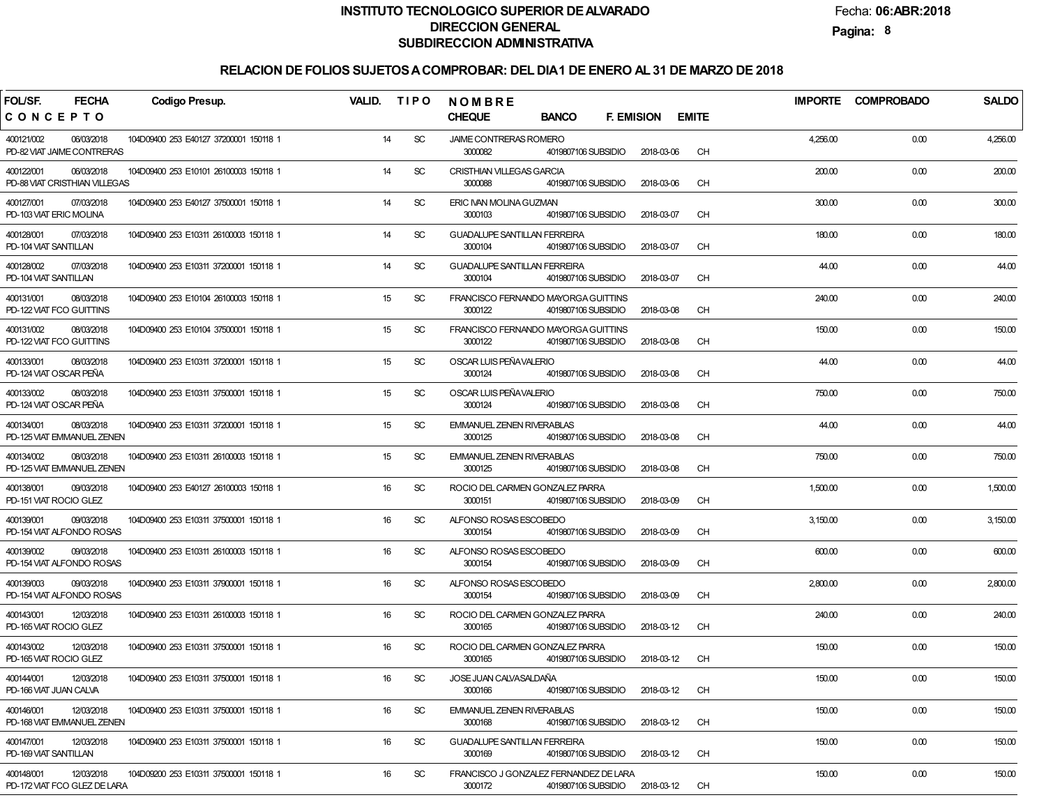# INSTITUTO TECNOLOGICO SUPERIOR DE ALVARADO
## DIRECCION GENERAL
## SUBDIRECCION ADMINISTRATIVA

Fecha: **06:ABR:2018**

## RELACION DE FOLIOS SUJETOS A COMPROBAR: DEL DIA 1 DE ENERO AL 31 DE MARZO DE 2018

| FOL/SF. | FECHA | Codigo Presup. | VALID. | TIPO | NOMBRE | IMPORTE | COMPROBADO | SALDO |
|---|---|---|---|---|---|---|---|---|
| **CONCEPTO** | | | | | **CHEQUE / BANCO / F. EMISION / EMITE** | | | |
| 400121/002 | 06/03/2018 | 104D09400 253 E40127 37200001 150118 1 | 14 | SC | JAIME CONTRERAS ROMERO | 4,256.00 | 0.00 | 4,256.00 |
| PD-82 VIAT JAIME CONTRERAS | | | | | 3000082 4019807106 SUBSIDIO 2018-03-06 CH | | | |
| 400122/001 | 06/03/2018 | 104D09400 253 E10101 26100003 150118 1 | 14 | SC | CRISTHIAN VILLEGAS GARCIA | 200.00 | 0.00 | 200.00 |
| PD-88 VIAT CRISTHIAN VILLEGAS | | | | | 3000088 4019807106 SUBSIDIO 2018-03-06 CH | | | |
| 400127/001 | 07/03/2018 | 104D09400 253 E40127 37500001 150118 1 | 14 | SC | ERIC IVAN MOLINA GUZMAN | 300.00 | 0.00 | 300.00 |
| PD-103 VIAT ERIC MOLINA | | | | | 3000103 4019807106 SUBSIDIO 2018-03-07 CH | | | |
| 400128/001 | 07/03/2018 | 104D09400 253 E10311 26100003 150118 1 | 14 | SC | GUADALUPE SANTILLAN FERREIRA | 180.00 | 0.00 | 180.00 |
| PD-104 VIAT SANTILLAN | | | | | 3000104 4019807106 SUBSIDIO 2018-03-07 CH | | | |
| 400128/002 | 07/03/2018 | 104D09400 253 E10311 37200001 150118 1 | 14 | SC | GUADALUPE SANTILLAN FERREIRA | 44.00 | 0.00 | 44.00 |
| PD-104 VIAT SANTILLAN | | | | | 3000104 4019807106 SUBSIDIO 2018-03-07 CH | | | |
| 400131/001 | 08/03/2018 | 104D09400 253 E10104 26100003 150118 1 | 15 | SC | FRANCISCO FERNANDO MAYORGA GUITTINS | 240.00 | 0.00 | 240.00 |
| PD-122 VIAT FCO GUITTINS | | | | | 3000122 4019807106 SUBSIDIO 2018-03-08 CH | | | |
| 400131/002 | 08/03/2018 | 104D09400 253 E10104 37500001 150118 1 | 15 | SC | FRANCISCO FERNANDO MAYORGA GUITTINS | 150.00 | 0.00 | 150.00 |
| PD-122 VIAT FCO GUITTINS | | | | | 3000122 4019807106 SUBSIDIO 2018-03-08 CH | | | |
| 400133/001 | 08/03/2018 | 104D09400 253 E10311 37200001 150118 1 | 15 | SC | OSCAR LUIS PEÑA VALERIO | 44.00 | 0.00 | 44.00 |
| PD-124 VIAT OSCAR PEÑA | | | | | 3000124 4019807106 SUBSIDIO 2018-03-08 CH | | | |
| 400133/002 | 08/03/2018 | 104D09400 253 E10311 37500001 150118 1 | 15 | SC | OSCAR LUIS PEÑA VALERIO | 750.00 | 0.00 | 750.00 |
| PD-124 VIAT OSCAR PEÑA | | | | | 3000124 4019807106 SUBSIDIO 2018-03-08 CH | | | |
| 400134/001 | 08/03/2018 | 104D09400 253 E10311 37200001 150118 1 | 15 | SC | EMMANUEL ZENEN RIVERA BLAS | 44.00 | 0.00 | 44.00 |
| PD-125 VIAT EMMANUEL ZENEN | | | | | 3000125 4019807106 SUBSIDIO 2018-03-08 CH | | | |
| 400134/002 | 08/03/2018 | 104D09400 253 E10311 26100003 150118 1 | 15 | SC | EMMANUEL ZENEN RIVERA BLAS | 750.00 | 0.00 | 750.00 |
| PD-125 VIAT EMMANUEL ZENEN | | | | | 3000125 4019807106 SUBSIDIO 2018-03-08 CH | | | |
| 400138/001 | 09/03/2018 | 104D09400 253 E40127 26100003 150118 1 | 16 | SC | ROCIO DEL CARMEN GONZALEZ PARRA | 1,500.00 | 0.00 | 1,500.00 |
| PD-151 VIAT ROCIO GLEZ | | | | | 3000151 4019807106 SUBSIDIO 2018-03-09 CH | | | |
| 400139/001 | 09/03/2018 | 104D09400 253 E10311 37500001 150118 1 | 16 | SC | ALFONSO ROSAS ESCOBEDO | 3,150.00 | 0.00 | 3,150.00 |
| PD-154 VIAT ALFONDO ROSAS | | | | | 3000154 4019807106 SUBSIDIO 2018-03-09 CH | | | |
| 400139/002 | 09/03/2018 | 104D09400 253 E10311 26100003 150118 1 | 16 | SC | ALFONSO ROSAS ESCOBEDO | 600.00 | 0.00 | 600.00 |
| PD-154 VIAT ALFONDO ROSAS | | | | | 3000154 4019807106 SUBSIDIO 2018-03-09 CH | | | |
| 400139/003 | 09/03/2018 | 104D09400 253 E10311 37900001 150118 1 | 16 | SC | ALFONSO ROSAS ESCOBEDO | 2,800.00 | 0.00 | 2,800.00 |
| PD-154 VIAT ALFONDO ROSAS | | | | | 3000154 4019807106 SUBSIDIO 2018-03-09 CH | | | |
| 400143/001 | 12/03/2018 | 104D09400 253 E10311 26100003 150118 1 | 16 | SC | ROCIO DEL CARMEN GONZALEZ PARRA | 240.00 | 0.00 | 240.00 |
| PD-165 VIAT ROCIO GLEZ | | | | | 3000165 4019807106 SUBSIDIO 2018-03-12 CH | | | |
| 400143/002 | 12/03/2018 | 104D09400 253 E10311 37500001 150118 1 | 16 | SC | ROCIO DEL CARMEN GONZALEZ PARRA | 150.00 | 0.00 | 150.00 |
| PD-165 VIAT ROCIO GLEZ | | | | | 3000165 4019807106 SUBSIDIO 2018-03-12 CH | | | |
| 400144/001 | 12/03/2018 | 104D09400 253 E10311 37500001 150118 1 | 16 | SC | JOSE JUAN CALVA SALDAÑA | 150.00 | 0.00 | 150.00 |
| PD-166 VIAT JUAN CALVA | | | | | 3000166 4019807106 SUBSIDIO 2018-03-12 CH | | | |
| 400146/001 | 12/03/2018 | 104D09400 253 E10311 37500001 150118 1 | 16 | SC | EMMANUEL ZENEN RIVERA BLAS | 150.00 | 0.00 | 150.00 |
| PD-168 VIAT EMMANUEL ZENEN | | | | | 3000168 4019807106 SUBSIDIO 2018-03-12 CH | | | |
| 400147/001 | 12/03/2018 | 104D09400 253 E10311 37500001 150118 1 | 16 | SC | GUADALUPE SANTILLAN FERREIRA | 150.00 | 0.00 | 150.00 |
| PD-169 VIAT SANTILLAN | | | | | 3000169 4019807106 SUBSIDIO 2018-03-12 CH | | | |
| 400148/001 | 12/03/2018 | 104D09200 253 E10311 37500001 150118 1 | 16 | SC | FRANCISCO J GONZALEZ FERNANDEZ DE LARA | 150.00 | 0.00 | 150.00 |
| PD-172 VIAT FCO GLEZ DE LARA | | | | | 3000172 4019807106 SUBSIDIO 2018-03-12 CH | | | |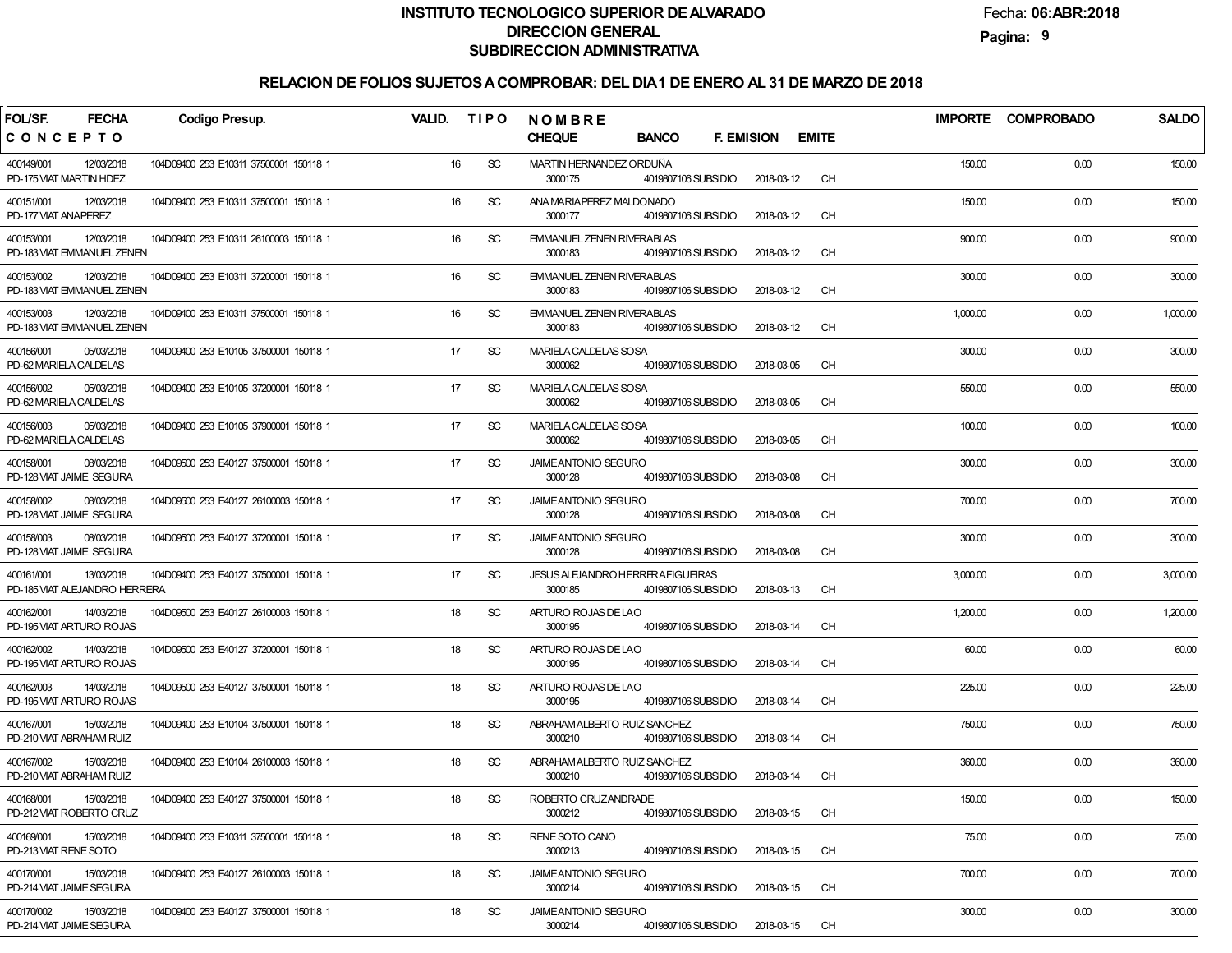# INSTITUTO TECNOLOGICO SUPERIOR DE ALVARADO

## DIRECCION GENERAL

## SUBDIRECCION ADMINISTRATIVA

Fecha: **06:ABR:2018**

### RELACION DE FOLIOS SUJETOS A COMPROBAR: DEL DIA 1 DE ENERO AL 31 DE MARZO DE 2018

| FOL/SF. | FECHA | Codigo Presup. | VALID. | TIPO | NOMBRE | CHEQUE | BANCO | F. EMISION | EMITE | IMPORTE | COMPROBADO | SALDO |
|---|---|---|---|---|---|---|---|---|---|---|---|---|
| **CONCEPTO** | | | | | | | | | | | | |
| 400149/001 | 12/03/2018 | 104D09400 253 E10311 37500001 150118 1 | 16 | SC | MARTIN HERNANDEZ ORDUÑA | 3000175 | 4019807106 SUBSIDIO | 2018-03-12 | CH | 150.00 | 0.00 | 150.00 |
| PD-175 VIAT MARTIN HDEZ | | | | | | | | | | | | |
| 400151/001 | 12/03/2018 | 104D09400 253 E10311 37500001 150118 1 | 16 | SC | ANA MARIA PEREZ MALDONADO | 3000177 | 4019807106 SUBSIDIO | 2018-03-12 | CH | 150.00 | 0.00 | 150.00 |
| PD-177 VIAT ANAPEREZ | | | | | | | | | | | | |
| 400153/001 | 12/03/2018 | 104D09400 253 E10311 26100003 150118 1 | 16 | SC | EMMANUEL ZENEN RIVERABLAS | 3000183 | 4019807106 SUBSIDIO | 2018-03-12 | CH | 900.00 | 0.00 | 900.00 |
| PD-183 VIAT EMMANUEL ZENEN | | | | | | | | | | | | |
| 400153/002 | 12/03/2018 | 104D09400 253 E10311 37200001 150118 1 | 16 | SC | EMMANUEL ZENEN RIVERABLAS | 3000183 | 4019807106 SUBSIDIO | 2018-03-12 | CH | 300.00 | 0.00 | 300.00 |
| PD-183 VIAT EMMANUEL ZENEN | | | | | | | | | | | | |
| 400153/003 | 12/03/2018 | 104D09400 253 E10311 37500001 150118 1 | 16 | SC | EMMANUEL ZENEN RIVERABLAS | 3000183 | 4019807106 SUBSIDIO | 2018-03-12 | CH | 1,000.00 | 0.00 | 1,000.00 |
| PD-183 VIAT EMMANUEL ZENEN | | | | | | | | | | | | |
| 400156/001 | 05/03/2018 | 104D09400 253 E10105 37500001 150118 1 | 17 | SC | MARIELA CALDELAS SOSA | 3000062 | 4019807106 SUBSIDIO | 2018-03-05 | CH | 300.00 | 0.00 | 300.00 |
| PD-62 MARIELA CALDELAS | | | | | | | | | | | | |
| 400156/002 | 05/03/2018 | 104D09400 253 E10105 37200001 150118 1 | 17 | SC | MARIELA CALDELAS SOSA | 3000062 | 4019807106 SUBSIDIO | 2018-03-05 | CH | 550.00 | 0.00 | 550.00 |
| PD-62 MARIELA CALDELAS | | | | | | | | | | | | |
| 400156/003 | 05/03/2018 | 104D09400 253 E10105 37900001 150118 1 | 17 | SC | MARIELA CALDELAS SOSA | 3000062 | 4019807106 SUBSIDIO | 2018-03-05 | CH | 100.00 | 0.00 | 100.00 |
| PD-62 MARIELA CALDELAS | | | | | | | | | | | | |
| 400158/001 | 08/03/2018 | 104D09500 253 E40127 37500001 150118 1 | 17 | SC | JAIME ANTONIO SEGURO | 3000128 | 4019807106 SUBSIDIO | 2018-03-08 | CH | 300.00 | 0.00 | 300.00 |
| PD-128 VIAT JAIME SEGURA | | | | | | | | | | | | |
| 400158/002 | 08/03/2018 | 104D09500 253 E40127 26100003 150118 1 | 17 | SC | JAIME ANTONIO SEGURO | 3000128 | 4019807106 SUBSIDIO | 2018-03-08 | CH | 700.00 | 0.00 | 700.00 |
| PD-128 VIAT JAIME SEGURA | | | | | | | | | | | | |
| 400158/003 | 08/03/2018 | 104D09500 253 E40127 37200001 150118 1 | 17 | SC | JAIME ANTONIO SEGURO | 3000128 | 4019807106 SUBSIDIO | 2018-03-08 | CH | 300.00 | 0.00 | 300.00 |
| PD-128 VIAT JAIME SEGURA | | | | | | | | | | | | |
| 400161/001 | 13/03/2018 | 104D09400 253 E40127 37500001 150118 1 | 17 | SC | JESUS ALEJANDRO HERRERA FIGUEIRAS | 3000185 | 4019807106 SUBSIDIO | 2018-03-13 | CH | 3,000.00 | 0.00 | 3,000.00 |
| PD-185 VIAT ALEJANDRO HERRERA | | | | | | | | | | | | |
| 400162/001 | 14/03/2018 | 104D09500 253 E40127 26100003 150118 1 | 18 | SC | ARTURO ROJAS DE LAO | 3000195 | 4019807106 SUBSIDIO | 2018-03-14 | CH | 1,200.00 | 0.00 | 1,200.00 |
| PD-195 VIAT ARTURO ROJAS | | | | | | | | | | | | |
| 400162/002 | 14/03/2018 | 104D09500 253 E40127 37200001 150118 1 | 18 | SC | ARTURO ROJAS DE LAO | 3000195 | 4019807106 SUBSIDIO | 2018-03-14 | CH | 60.00 | 0.00 | 60.00 |
| PD-195 VIAT ARTURO ROJAS | | | | | | | | | | | | |
| 400162/003 | 14/03/2018 | 104D09500 253 E40127 37500001 150118 1 | 18 | SC | ARTURO ROJAS DE LAO | 3000195 | 4019807106 SUBSIDIO | 2018-03-14 | CH | 225.00 | 0.00 | 225.00 |
| PD-195 VIAT ARTURO ROJAS | | | | | | | | | | | | |
| 400167/001 | 15/03/2018 | 104D09400 253 E10104 37500001 150118 1 | 18 | SC | ABRAHAM ALBERTO RUIZ SANCHEZ | 3000210 | 4019807106 SUBSIDIO | 2018-03-14 | CH | 750.00 | 0.00 | 750.00 |
| PD-210 VIAT ABRAHAM RUIZ | | | | | | | | | | | | |
| 400167/002 | 15/03/2018 | 104D09400 253 E10104 26100003 150118 1 | 18 | SC | ABRAHAM ALBERTO RUIZ SANCHEZ | 3000210 | 4019807106 SUBSIDIO | 2018-03-14 | CH | 360.00 | 0.00 | 360.00 |
| PD-210 VIAT ABRAHAM RUIZ | | | | | | | | | | | | |
| 400168/001 | 15/03/2018 | 104D09400 253 E40127 37500001 150118 1 | 18 | SC | ROBERTO CRUZ ANDRADE | 3000212 | 4019807106 SUBSIDIO | 2018-03-15 | CH | 150.00 | 0.00 | 150.00 |
| PD-212 VIAT ROBERTO CRUZ | | | | | | | | | | | | |
| 400169/001 | 15/03/2018 | 104D09400 253 E10311 37500001 150118 1 | 18 | SC | RENE SOTO CANO | 3000213 | 4019807106 SUBSIDIO | 2018-03-15 | CH | 75.00 | 0.00 | 75.00 |
| PD-213 VIAT RENE SOTO | | | | | | | | | | | | |
| 400170/001 | 15/03/2018 | 104D09400 253 E40127 26100003 150118 1 | 18 | SC | JAIME ANTONIO SEGURO | 3000214 | 4019807106 SUBSIDIO | 2018-03-15 | CH | 700.00 | 0.00 | 700.00 |
| PD-214 VIAT JAIME SEGURA | | | | | | | | | | | | |
| 400170/002 | 15/03/2018 | 104D09400 253 E40127 37500001 150118 1 | 18 | SC | JAIME ANTONIO SEGURO | 3000214 | 4019807106 SUBSIDIO | 2018-03-15 | CH | 300.00 | 0.00 | 300.00 |
| PD-214 VIAT JAIME SEGURA | | | | | | | | | | | | |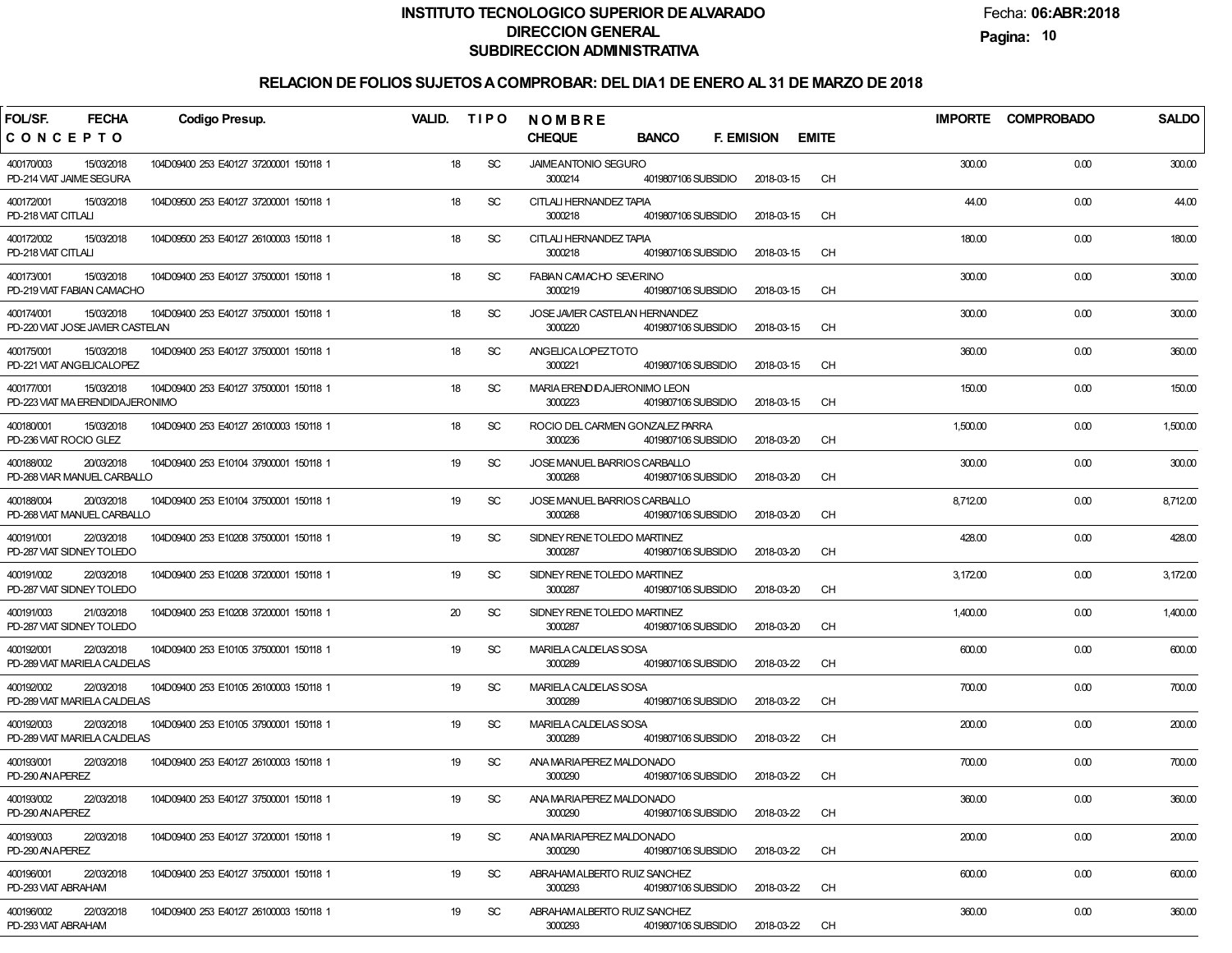# INSTITUTO TECNOLOGICO SUPERIOR DE ALVARADO

## DIRECCION GENERAL

## SUBDIRECCION ADMINISTRATIVA

Fecha: **06:ABR:2018**

### RELACION DE FOLIOS SUJETOS A COMPROBAR: DEL DIA 1 DE ENERO AL 31 DE MARZO DE 2018

| FOL/SF. / CONCEPTO | FECHA | Codigo Presup. | VALID. | TIPO | NOMBRE / CHEQUE | BANCO | F. EMISION | EMITE | IMPORTE | COMPROBADO | SALDO |
|---|---|---|---|---|---|---|---|---|---|---|---|
| 400170/003 PD-214 VIAT JAIME SEGURA | 15/03/2018 | 104D09400 253 E40127 37200001 150118 1 | 18 | SC | JAIME ANTONIO SEGURO 3000214 | 4019807106 SUBSIDIO | 2018-03-15 | CH | 300.00 | 0.00 | 300.00 |
| 400172/001 PD-218 VIAT CITLALI | 15/03/2018 | 104D09500 253 E40127 37200001 150118 1 | 18 | SC | CITLALI HERNANDEZ TAPIA 3000218 | 4019807106 SUBSIDIO | 2018-03-15 | CH | 44.00 | 0.00 | 44.00 |
| 400172/002 PD-218 VIAT CITLALI | 15/03/2018 | 104D09500 253 E40127 26100003 150118 1 | 18 | SC | CITLALI HERNANDEZ TAPIA 3000218 | 4019807106 SUBSIDIO | 2018-03-15 | CH | 180.00 | 0.00 | 180.00 |
| 400173/001 PD-219 VIAT FABIAN CAMACHO | 15/03/2018 | 104D09400 253 E40127 37500001 150118 1 | 18 | SC | FABIAN CAMACHO SEVERINO 3000219 | 4019807106 SUBSIDIO | 2018-03-15 | CH | 300.00 | 0.00 | 300.00 |
| 400174/001 PD-220 VIAT JOSE JAVIER CASTELAN | 15/03/2018 | 104D09400 253 E40127 37500001 150118 1 | 18 | SC | JOSE JAVIER CASTELAN HERNANDEZ 3000220 | 4019807106 SUBSIDIO | 2018-03-15 | CH | 300.00 | 0.00 | 300.00 |
| 400175/001 PD-221 VIAT ANGELICA LOPEZ | 15/03/2018 | 104D09400 253 E40127 37500001 150118 1 | 18 | SC | ANGELICA LOPEZ TOTO 3000221 | 4019807106 SUBSIDIO | 2018-03-15 | CH | 360.00 | 0.00 | 360.00 |
| 400177/001 PD-223 VIAT MA ERENDIDA JERONIMO | 15/03/2018 | 104D09400 253 E40127 37500001 150118 1 | 18 | SC | MARIA ERENDIDA JERONIMO LEON 3000223 | 4019807106 SUBSIDIO | 2018-03-15 | CH | 150.00 | 0.00 | 150.00 |
| 400180/001 PD-236 VIAT ROCIO GLEZ | 15/03/2018 | 104D09400 253 E40127 26100003 150118 1 | 18 | SC | ROCIO DEL CARMEN GONZALEZ PARRA 3000236 | 4019807106 SUBSIDIO | 2018-03-20 | CH | 1,500.00 | 0.00 | 1,500.00 |
| 400188/002 PD-268 VIAR MANUEL CARBALLO | 20/03/2018 | 104D09400 253 E10104 37900001 150118 1 | 19 | SC | JOSE MANUEL BARRIOS CARBALLO 3000268 | 4019807106 SUBSIDIO | 2018-03-20 | CH | 300.00 | 0.00 | 300.00 |
| 400188/004 PD-268 VIAT MANUEL CARBALLO | 20/03/2018 | 104D09400 253 E10104 37500001 150118 1 | 19 | SC | JOSE MANUEL BARRIOS CARBALLO 3000268 | 4019807106 SUBSIDIO | 2018-03-20 | CH | 8,712.00 | 0.00 | 8,712.00 |
| 400191/001 PD-287 VIAT SIDNEY TOLEDO | 22/03/2018 | 104D09400 253 E10208 37500001 150118 1 | 19 | SC | SIDNEY RENE TOLEDO MARTINEZ 3000287 | 4019807106 SUBSIDIO | 2018-03-20 | CH | 428.00 | 0.00 | 428.00 |
| 400191/002 PD-287 VIAT SIDNEY TOLEDO | 22/03/2018 | 104D09400 253 E10208 37200001 150118 1 | 19 | SC | SIDNEY RENE TOLEDO MARTINEZ 3000287 | 4019807106 SUBSIDIO | 2018-03-20 | CH | 3,172.00 | 0.00 | 3,172.00 |
| 400191/003 PD-287 VIAT SIDNEY TOLEDO | 21/03/2018 | 104D09400 253 E10208 37200001 150118 1 | 20 | SC | SIDNEY RENE TOLEDO MARTINEZ 3000287 | 4019807106 SUBSIDIO | 2018-03-20 | CH | 1,400.00 | 0.00 | 1,400.00 |
| 400192/001 PD-289 VIAT MARIELA CALDELAS | 22/03/2018 | 104D09400 253 E10105 37500001 150118 1 | 19 | SC | MARIELA CALDELAS SOSA 3000289 | 4019807106 SUBSIDIO | 2018-03-22 | CH | 600.00 | 0.00 | 600.00 |
| 400192/002 PD-289 VIAT MARIELA CALDELAS | 22/03/2018 | 104D09400 253 E10105 26100003 150118 1 | 19 | SC | MARIELA CALDELAS SOSA 3000289 | 4019807106 SUBSIDIO | 2018-03-22 | CH | 700.00 | 0.00 | 700.00 |
| 400192/003 PD-289 VIAT MARIELA CALDELAS | 22/03/2018 | 104D09400 253 E10105 37900001 150118 1 | 19 | SC | MARIELA CALDELAS SOSA 3000289 | 4019807106 SUBSIDIO | 2018-03-22 | CH | 200.00 | 0.00 | 200.00 |
| 400193/001 PD-290 ANA PEREZ | 22/03/2018 | 104D09400 253 E40127 26100003 150118 1 | 19 | SC | ANA MARIA PEREZ MALDONADO 3000290 | 4019807106 SUBSIDIO | 2018-03-22 | CH | 700.00 | 0.00 | 700.00 |
| 400193/002 PD-290 ANA PEREZ | 22/03/2018 | 104D09400 253 E40127 37500001 150118 1 | 19 | SC | ANA MARIA PEREZ MALDONADO 3000290 | 4019807106 SUBSIDIO | 2018-03-22 | CH | 360.00 | 0.00 | 360.00 |
| 400193/003 PD-290 ANA PEREZ | 22/03/2018 | 104D09400 253 E40127 37200001 150118 1 | 19 | SC | ANA MARIA PEREZ MALDONADO 3000290 | 4019807106 SUBSIDIO | 2018-03-22 | CH | 200.00 | 0.00 | 200.00 |
| 400196/001 PD-293 VIAT ABRAHAM | 22/03/2018 | 104D09400 253 E40127 37500001 150118 1 | 19 | SC | ABRAHAM ALBERTO RUIZ SANCHEZ 3000293 | 4019807106 SUBSIDIO | 2018-03-22 | CH | 600.00 | 0.00 | 600.00 |
| 400196/002 PD-293 VIAT ABRAHAM | 22/03/2018 | 104D09400 253 E40127 26100003 150118 1 | 19 | SC | ABRAHAM ALBERTO RUIZ SANCHEZ 3000293 | 4019807106 SUBSIDIO | 2018-03-22 | CH | 360.00 | 0.00 | 360.00 |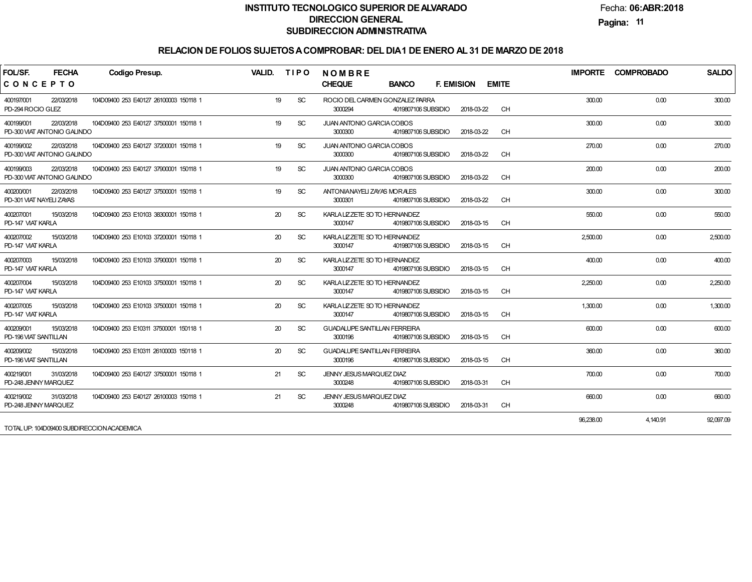# INSTITUTO TECNOLOGICO SUPERIOR DE ALVARADO
## DIRECCION GENERAL
## SUBDIRECCION ADMINISTRATIVA

Fecha: **06:ABR:2018**

### RELACION DE FOLIOS SUJETOS A COMPROBAR: DEL DIA 1 DE ENERO AL 31 DE MARZO DE 2018

| FOL/SF. / CONCEPTO | FECHA | Codigo Presup. | VALID. | TIPO | NOMBRE / CHEQUE | BANCO | F. EMISION | EMITE | IMPORTE | COMPROBADO | SALDO |
|---|---|---|---|---|---|---|---|---|---|---|---|
| 400197/001 PD-294 ROCIO GLEZ | 22/03/2018 | 104D09400 253 E40127 26100003 150118 1 | 19 | SC | ROCIO DEL CARMEN GONZALEZ PARRA 3000294 | 4019807106 SUBSIDIO | 2018-03-22 | CH | 300.00 | 0.00 | 300.00 |
| 400199/001 PD-300 VIAT ANTONIO GALINDO | 22/03/2018 | 104D09400 253 E40127 37500001 150118 1 | 19 | SC | JUAN ANTONIO GARCIA COBOS 3000300 | 4019807106 SUBSIDIO | 2018-03-22 | CH | 300.00 | 0.00 | 300.00 |
| 400199/002 PD-300 VIAT ANTONIO GALINDO | 22/03/2018 | 104D09400 253 E40127 37200001 150118 1 | 19 | SC | JUAN ANTONIO GARCIA COBOS 3000300 | 4019807106 SUBSIDIO | 2018-03-22 | CH | 270.00 | 0.00 | 270.00 |
| 400199/003 PD-300 VIAT ANTONIO GALINDO | 22/03/2018 | 104D09400 253 E40127 37900001 150118 1 | 19 | SC | JUAN ANTONIO GARCIA COBOS 3000300 | 4019807106 SUBSIDIO | 2018-03-22 | CH | 200.00 | 0.00 | 200.00 |
| 400200/001 PD-301 VIAT NAYELI ZAYAS | 22/03/2018 | 104D09400 253 E40127 37500001 150118 1 | 19 | SC | ANTONIA NAYELI ZAYAS MORALES 3000301 | 4019807106 SUBSIDIO | 2018-03-22 | CH | 300.00 | 0.00 | 300.00 |
| 400207/001 PD-147 VIAT KARLA | 15/03/2018 | 104D09400 253 E10103 38300001 150118 1 | 20 | SC | KARLA LIZZETE SOTO HERNANDEZ 3000147 | 4019807106 SUBSIDIO | 2018-03-15 | CH | 550.00 | 0.00 | 550.00 |
| 400207/002 PD-147 VIAT KARLA | 15/03/2018 | 104D09400 253 E10103 37200001 150118 1 | 20 | SC | KARLA LIZZETE SOTO HERNANDEZ 3000147 | 4019807106 SUBSIDIO | 2018-03-15 | CH | 2,500.00 | 0.00 | 2,500.00 |
| 400207/003 PD-147 VIAT KARLA | 15/03/2018 | 104D09400 253 E10103 37900001 150118 1 | 20 | SC | KARLA LIZZETE SOTO HERNANDEZ 3000147 | 4019807106 SUBSIDIO | 2018-03-15 | CH | 400.00 | 0.00 | 400.00 |
| 400207/004 PD-147 VIAT KARLA | 15/03/2018 | 104D09400 253 E10103 37500001 150118 1 | 20 | SC | KARLA LIZZETE SOTO HERNANDEZ 3000147 | 4019807106 SUBSIDIO | 2018-03-15 | CH | 2,250.00 | 0.00 | 2,250.00 |
| 400207/005 PD-147 VIAT KARLA | 15/03/2018 | 104D09400 253 E10103 37500001 150118 1 | 20 | SC | KARLA LIZZETE SOTO HERNANDEZ 3000147 | 4019807106 SUBSIDIO | 2018-03-15 | CH | 1,300.00 | 0.00 | 1,300.00 |
| 400209/001 PD-196 VIAT SANTILLAN | 15/03/2018 | 104D09400 253 E10311 37500001 150118 1 | 20 | SC | GUADALUPE SANTILLAN FERREIRA 3000196 | 4019807106 SUBSIDIO | 2018-03-15 | CH | 600.00 | 0.00 | 600.00 |
| 400209/002 PD-196 VIAT SANTILLAN | 15/03/2018 | 104D09400 253 E10311 26100003 150118 1 | 20 | SC | GUADALUPE SANTILLAN FERREIRA 3000196 | 4019807106 SUBSIDIO | 2018-03-15 | CH | 360.00 | 0.00 | 360.00 |
| 400219/001 PD-248 JENNY MARQUEZ | 31/03/2018 | 104D09400 253 E40127 37500001 150118 1 | 21 | SC | JENNY JESUS MARQUEZ DIAZ 3000248 | 4019807106 SUBSIDIO | 2018-03-31 | CH | 700.00 | 0.00 | 700.00 |
| 400219/002 PD-248 JENNY MARQUEZ | 31/03/2018 | 104D09400 253 E40127 26100003 150118 1 | 21 | SC | JENNY JESUS MARQUEZ DIAZ 3000248 | 4019807106 SUBSIDIO | 2018-03-31 | CH | 660.00 | 0.00 | 660.00 |
| TOTAL UP: 104D09400 SUBDIRECCION ACADEMICA | | | | | | | | | 96,238.00 | 4,140.91 | 92,097.09 |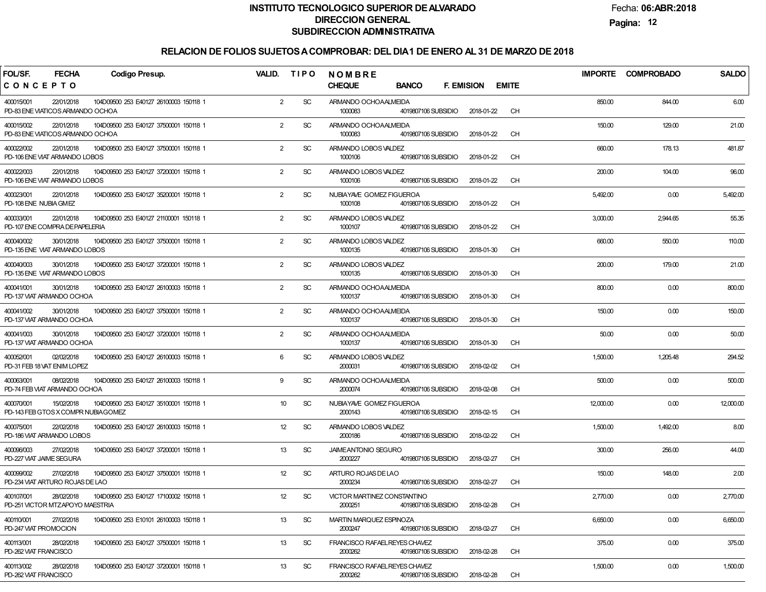# INSTITUTO TECNOLOGICO SUPERIOR DE ALVARADO
## DIRECCION GENERAL
## SUBDIRECCION ADMINISTRATIVA

Fecha: **06:ABR:2018**

### RELACION DE FOLIOS SUJETOS A COMPROBAR: DEL DIA 1 DE ENERO AL 31 DE MARZO DE 2018

| FOL/SF. / CONCEPTO | FECHA | Codigo Presup. | VALID. | TIPO | NOMBRE / CHEQUE | BANCO | F. EMISION | EMITE | IMPORTE | COMPROBADO | SALDO |
|---|---|---|---|---|---|---|---|---|---|---|---|
| 400015/001 PD-83 ENE VIATICOS ARMANDO OCHOA | 22/01/2018 | 104D09500 253 E40127 26100003 150118 1 | 2 | SC | ARMANDO OCHOA ALMEIDA 1000083 | 4019807106 SUBSIDIO | 2018-01-22 | CH | 850.00 | 844.00 | 6.00 |
| 400015/002 PD-83 ENE VIATICOS ARMANDO OCHOA | 22/01/2018 | 104D09500 253 E40127 37500001 150118 1 | 2 | SC | ARMANDO OCHOA ALMEIDA 1000083 | 4019807106 SUBSIDIO | 2018-01-22 | CH | 150.00 | 129.00 | 21.00 |
| 400022/002 PD-106 ENE VIAT ARMANDO LOBOS | 22/01/2018 | 104D09500 253 E40127 37500001 150118 1 | 2 | SC | ARMANDO LOBOS VALDEZ 1000106 | 4019807106 SUBSIDIO | 2018-01-22 | CH | 660.00 | 178.13 | 481.87 |
| 400022/003 PD-106 ENE VIAT ARMANDO LOBOS | 22/01/2018 | 104D09500 253 E40127 37200001 150118 1 | 2 | SC | ARMANDO LOBOS VALDEZ 1000106 | 4019807106 SUBSIDIO | 2018-01-22 | CH | 200.00 | 104.00 | 96.00 |
| 400023/001 PD-108 ENE NUBIA GMEZ | 22/01/2018 | 104D09500 253 E40127 35200001 150118 1 | 2 | SC | NUBIA YAVE GOMEZ FIGUEROA 1000108 | 4019807106 SUBSIDIO | 2018-01-22 | CH | 5,492.00 | 0.00 | 5,492.00 |
| 400033/001 PD-107 ENE COMPRA DE PAPELERIA | 22/01/2018 | 104D09500 253 E40127 21100001 150118 1 | 2 | SC | ARMANDO LOBOS VALDEZ 1000107 | 4019807106 SUBSIDIO | 2018-01-22 | CH | 3,000.00 | 2,944.65 | 55.35 |
| 400040/002 PD-135 ENE VIAT ARMANDO LOBOS | 30/01/2018 | 104D09500 253 E40127 37500001 150118 1 | 2 | SC | ARMANDO LOBOS VALDEZ 1000135 | 4019807106 SUBSIDIO | 2018-01-30 | CH | 660.00 | 550.00 | 110.00 |
| 400040/003 PD-135 ENE VIAT ARMANDO LOBOS | 30/01/2018 | 104D09500 253 E40127 37200001 150118 1 | 2 | SC | ARMANDO LOBOS VALDEZ 1000135 | 4019807106 SUBSIDIO | 2018-01-30 | CH | 200.00 | 179.00 | 21.00 |
| 400041/001 PD-137 VIAT ARMANDO OCHOA | 30/01/2018 | 104D09500 253 E40127 26100003 150118 1 | 2 | SC | ARMANDO OCHOA ALMEIDA 1000137 | 4019807106 SUBSIDIO | 2018-01-30 | CH | 800.00 | 0.00 | 800.00 |
| 400041/002 PD-137 VIAT ARMANDO OCHOA | 30/01/2018 | 104D09500 253 E40127 37500001 150118 1 | 2 | SC | ARMANDO OCHOA ALMEIDA 1000137 | 4019807106 SUBSIDIO | 2018-01-30 | CH | 150.00 | 0.00 | 150.00 |
| 400041/003 PD-137 VIAT ARMANDO OCHOA | 30/01/2018 | 104D09500 253 E40127 37200001 150118 1 | 2 | SC | ARMANDO OCHOA ALMEIDA 1000137 | 4019807106 SUBSIDIO | 2018-01-30 | CH | 50.00 | 0.00 | 50.00 |
| 400052/001 PD-31 FEB 18 VAT ENIM LOPEZ | 02/02/2018 | 104D09500 253 E40127 26100003 150118 1 | 6 | SC | ARMANDO LOBOS VALDEZ 2000031 | 4019807106 SUBSIDIO | 2018-02-02 | CH | 1,500.00 | 1,205.48 | 294.52 |
| 400063/001 PD-74 FEB VIAT ARMANDO OCHOA | 08/02/2018 | 104D09500 253 E40127 26100003 150118 1 | 9 | SC | ARMANDO OCHOA ALMEIDA 2000074 | 4019807106 SUBSIDIO | 2018-02-08 | CH | 500.00 | 0.00 | 500.00 |
| 400070/001 PD-143 FEB GTOS X COMPR NUBIA GOMEZ | 15/02/2018 | 104D09500 253 E40127 35100001 150118 1 | 10 | SC | NUBIA YAVE GOMEZ FIGUEROA 2000143 | 4019807106 SUBSIDIO | 2018-02-15 | CH | 12,000.00 | 0.00 | 12,000.00 |
| 400075/001 PD-186 VIAT ARMANDO LOBOS | 22/02/2018 | 104D09500 253 E40127 26100003 150118 1 | 12 | SC | ARMANDO LOBOS VALDEZ 2000186 | 4019807106 SUBSIDIO | 2018-02-22 | CH | 1,500.00 | 1,492.00 | 8.00 |
| 400096/003 PD-227 VIAT JAIME SEGURA | 27/02/2018 | 104D09500 253 E40127 37200001 150118 1 | 13 | SC | JAIME ANTONIO SEGURO 2000227 | 4019807106 SUBSIDIO | 2018-02-27 | CH | 300.00 | 256.00 | 44.00 |
| 400099/002 PD-234 VIAT ARTURO ROJAS DE LAO | 27/02/2018 | 104D09500 253 E40127 37500001 150118 1 | 12 | SC | ARTURO ROJAS DE LAO 2000234 | 4019807106 SUBSIDIO | 2018-02-27 | CH | 150.00 | 148.00 | 2.00 |
| 400107/001 PD-251 VICTOR MTZ APOYO MAESTRIA | 28/02/2018 | 104D09500 253 E40127 17100002 150118 1 | 12 | SC | VICTOR MARTINEZ CONSTANTINO 2000251 | 4019807106 SUBSIDIO | 2018-02-28 | CH | 2,770.00 | 0.00 | 2,770.00 |
| 400110/001 PD-247 VIAT PROMOCION | 27/02/2018 | 104D09500 253 E10101 26100003 150118 1 | 13 | SC | MARTIN MARQUEZ ESPINOZA 2000247 | 4019807106 SUBSIDIO | 2018-02-27 | CH | 6,650.00 | 0.00 | 6,650.00 |
| 400113/001 PD-262 VIAT FRANCISCO | 28/02/2018 | 104D09500 253 E40127 37500001 150118 1 | 13 | SC | FRANCISCO RAFAEL REYES CHAVEZ 2000262 | 4019807106 SUBSIDIO | 2018-02-28 | CH | 375.00 | 0.00 | 375.00 |
| 400113/002 PD-262 VIAT FRANCISCO | 28/02/2018 | 104D09500 253 E40127 37200001 150118 1 | 13 | SC | FRANCISCO RAFAEL REYES CHAVEZ 2000262 | 4019807106 SUBSIDIO | 2018-02-28 | CH | 1,500.00 | 0.00 | 1,500.00 |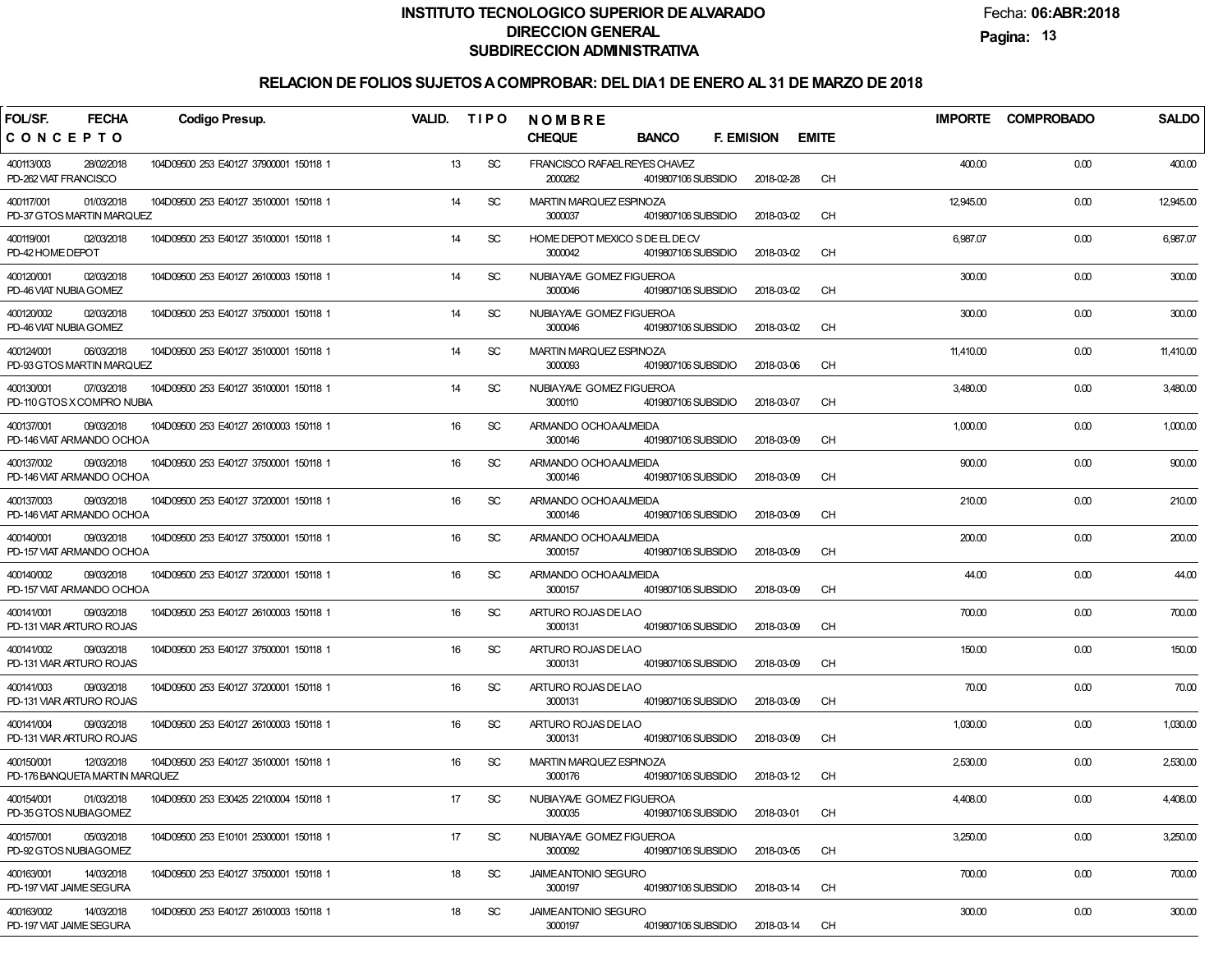# INSTITUTO TECNOLOGICO SUPERIOR DE ALVARADO
## DIRECCION GENERAL
## SUBDIRECCION ADMINISTRATIVA

Fecha: **06:ABR:2018**

### RELACION DE FOLIOS SUJETOS A COMPROBAR: DEL DIA 1 DE ENERO AL 31 DE MARZO DE 2018

| FOL/SF. / CONCEPTO | FECHA | Codigo Presup. | VALID. | TIPO | NOMBRE / CHEQUE | BANCO | F. EMISION | EMITE | IMPORTE | COMPROBADO | SALDO |
|---|---|---|---|---|---|---|---|---|---|---|---|
| 400113/003 PD-262 VIAT FRANCISCO | 28/02/2018 | 104D09500 253 E40127 37900001 150118 1 | 13 | SC | FRANCISCO RAFAEL REYES CHAVEZ 2000262 | 4019807106 SUBSIDIO | 2018-02-28 | CH | 400.00 | 0.00 | 400.00 |
| 400117/001 PD-37 GTOS MARTIN MARQUEZ | 01/03/2018 | 104D09500 253 E40127 35100001 150118 1 | 14 | SC | MARTIN MARQUEZ ESPINOZA 3000037 | 4019807106 SUBSIDIO | 2018-03-02 | CH | 12,945.00 | 0.00 | 12,945.00 |
| 400119/001 PD-42 HOME DEPOT | 02/03/2018 | 104D09500 253 E40127 35100001 150118 1 | 14 | SC | HOME DEPOT MEXICO S DE EL DE CV 3000042 | 4019807106 SUBSIDIO | 2018-03-02 | CH | 6,987.07 | 0.00 | 6,987.07 |
| 400120/001 PD-46 VIAT NUBIA GOMEZ | 02/03/2018 | 104D09500 253 E40127 26100003 150118 1 | 14 | SC | NUBIA YAVE GOMEZ FIGUEROA 3000046 | 4019807106 SUBSIDIO | 2018-03-02 | CH | 300.00 | 0.00 | 300.00 |
| 400120/002 PD-46 VIAT NUBIA GOMEZ | 02/03/2018 | 104D09500 253 E40127 37500001 150118 1 | 14 | SC | NUBIA YAVE GOMEZ FIGUEROA 3000046 | 4019807106 SUBSIDIO | 2018-03-02 | CH | 300.00 | 0.00 | 300.00 |
| 400124/001 PD-93 GTOS MARTIN MARQUEZ | 06/03/2018 | 104D09500 253 E40127 35100001 150118 1 | 14 | SC | MARTIN MARQUEZ ESPINOZA 3000093 | 4019807106 SUBSIDIO | 2018-03-06 | CH | 11,410.00 | 0.00 | 11,410.00 |
| 400130/001 PD-110 GTOS X COMPRO NUBIA | 07/03/2018 | 104D09500 253 E40127 35100001 150118 1 | 14 | SC | NUBIA YAVE GOMEZ FIGUEROA 3000110 | 4019807106 SUBSIDIO | 2018-03-07 | CH | 3,480.00 | 0.00 | 3,480.00 |
| 400137/001 PD-146 VIAT ARMANDO OCHOA | 09/03/2018 | 104D09500 253 E40127 26100003 150118 1 | 16 | SC | ARMANDO OCHOA ALMEIDA 3000146 | 4019807106 SUBSIDIO | 2018-03-09 | CH | 1,000.00 | 0.00 | 1,000.00 |
| 400137/002 PD-146 VIAT ARMANDO OCHOA | 09/03/2018 | 104D09500 253 E40127 37500001 150118 1 | 16 | SC | ARMANDO OCHOA ALMEIDA 3000146 | 4019807106 SUBSIDIO | 2018-03-09 | CH | 900.00 | 0.00 | 900.00 |
| 400137/003 PD-146 VIAT ARMANDO OCHOA | 09/03/2018 | 104D09500 253 E40127 37200001 150118 1 | 16 | SC | ARMANDO OCHOA ALMEIDA 3000146 | 4019807106 SUBSIDIO | 2018-03-09 | CH | 210.00 | 0.00 | 210.00 |
| 400140/001 PD-157 VIAT ARMANDO OCHOA | 09/03/2018 | 104D09500 253 E40127 37500001 150118 1 | 16 | SC | ARMANDO OCHOA ALMEIDA 3000157 | 4019807106 SUBSIDIO | 2018-03-09 | CH | 200.00 | 0.00 | 200.00 |
| 400140/002 PD-157 VIAT ARMANDO OCHOA | 09/03/2018 | 104D09500 253 E40127 37200001 150118 1 | 16 | SC | ARMANDO OCHOA ALMEIDA 3000157 | 4019807106 SUBSIDIO | 2018-03-09 | CH | 44.00 | 0.00 | 44.00 |
| 400141/001 PD-131 VIAR ARTURO ROJAS | 09/03/2018 | 104D09500 253 E40127 26100003 150118 1 | 16 | SC | ARTURO ROJAS DE LAO 3000131 | 4019807106 SUBSIDIO | 2018-03-09 | CH | 700.00 | 0.00 | 700.00 |
| 400141/002 PD-131 VIAR ARTURO ROJAS | 09/03/2018 | 104D09500 253 E40127 37500001 150118 1 | 16 | SC | ARTURO ROJAS DE LAO 3000131 | 4019807106 SUBSIDIO | 2018-03-09 | CH | 150.00 | 0.00 | 150.00 |
| 400141/003 PD-131 VIAR ARTURO ROJAS | 09/03/2018 | 104D09500 253 E40127 37200001 150118 1 | 16 | SC | ARTURO ROJAS DE LAO 3000131 | 4019807106 SUBSIDIO | 2018-03-09 | CH | 70.00 | 0.00 | 70.00 |
| 400141/004 PD-131 VIAR ARTURO ROJAS | 09/03/2018 | 104D09500 253 E40127 26100003 150118 1 | 16 | SC | ARTURO ROJAS DE LAO 3000131 | 4019807106 SUBSIDIO | 2018-03-09 | CH | 1,030.00 | 0.00 | 1,030.00 |
| 400150/001 PD-176 BANQUETA MARTIN MARQUEZ | 12/03/2018 | 104D09500 253 E40127 35100001 150118 1 | 16 | SC | MARTIN MARQUEZ ESPINOZA 3000176 | 4019807106 SUBSIDIO | 2018-03-12 | CH | 2,530.00 | 0.00 | 2,530.00 |
| 400154/001 PD-35 GTOS NUBIA GOMEZ | 01/03/2018 | 104D09500 253 E30425 22100004 150118 1 | 17 | SC | NUBIA YAVE GOMEZ FIGUEROA 3000035 | 4019807106 SUBSIDIO | 2018-03-01 | CH | 4,408.00 | 0.00 | 4,408.00 |
| 400157/001 PD-92 GTOS NUBIA GOMEZ | 05/03/2018 | 104D09500 253 E10101 25300001 150118 1 | 17 | SC | NUBIA YAVE GOMEZ FIGUEROA 3000092 | 4019807106 SUBSIDIO | 2018-03-05 | CH | 3,250.00 | 0.00 | 3,250.00 |
| 400163/001 PD-197 VIAT JAIME SEGURA | 14/03/2018 | 104D09500 253 E40127 37500001 150118 1 | 18 | SC | JAIME ANTONIO SEGURO 3000197 | 4019807106 SUBSIDIO | 2018-03-14 | CH | 700.00 | 0.00 | 700.00 |
| 400163/002 PD-197 VIAT JAIME SEGURA | 14/03/2018 | 104D09500 253 E40127 26100003 150118 1 | 18 | SC | JAIME ANTONIO SEGURO 3000197 | 4019807106 SUBSIDIO | 2018-03-14 | CH | 300.00 | 0.00 | 300.00 |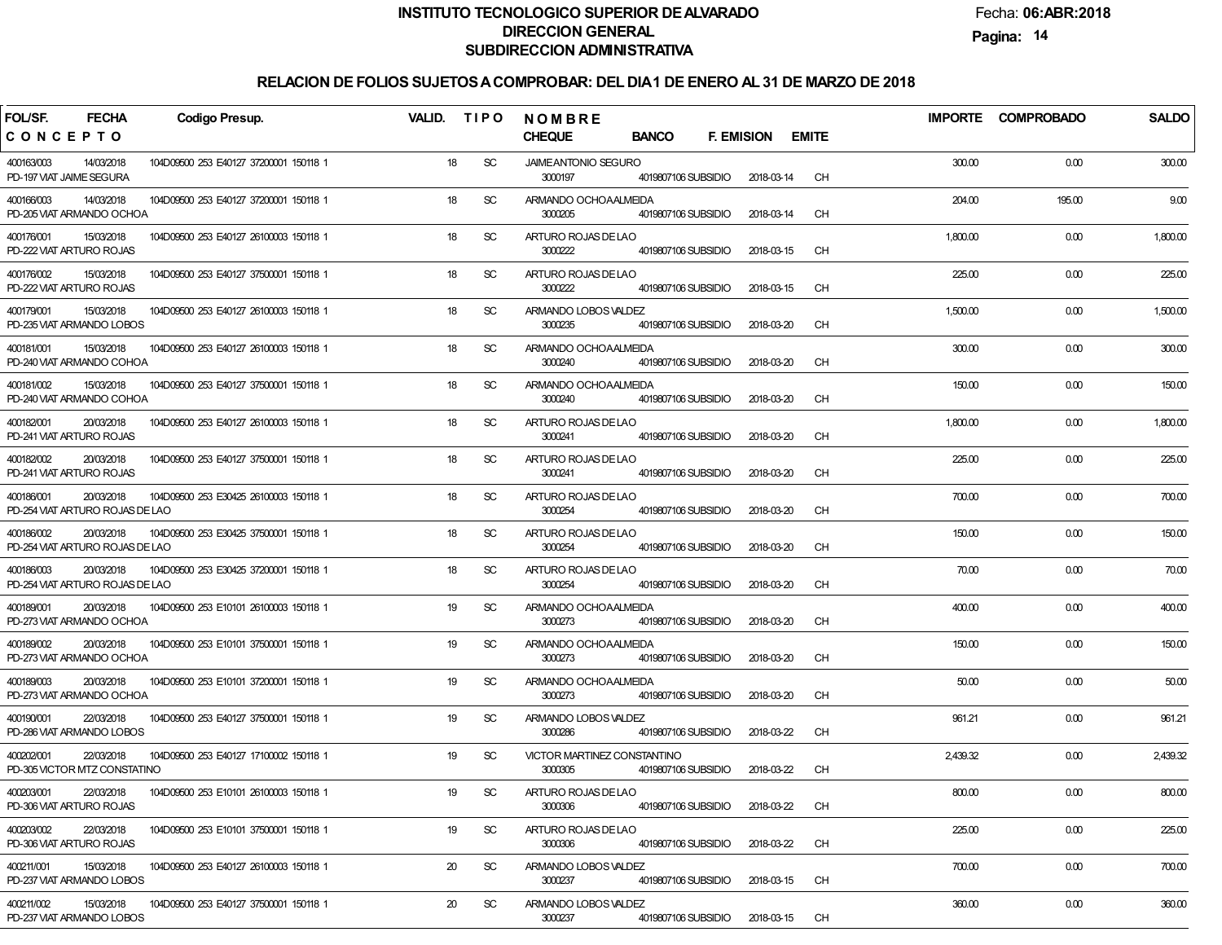# INSTITUTO TECNOLOGICO SUPERIOR DE ALVARADO
## DIRECCION GENERAL
## SUBDIRECCION ADMINISTRATIVA

Fecha: **06:ABR:2018**

## RELACION DE FOLIOS SUJETOS A COMPROBAR: DEL DIA 1 DE ENERO AL 31 DE MARZO DE 2018

| FOL/SF. / CONCEPTO | FECHA | Codigo Presup. | VALID. | TIPO | NOMBRE / CHEQUE | BANCO | F. EMISION | EMITE | IMPORTE | COMPROBADO | SALDO |
|---|---|---|---|---|---|---|---|---|---|---|---|
| 400163/003<br>PD-197 VIAT JAIME SEGURA | 14/03/2018 | 104D09500 253 E40127 37200001 150118 1 | 18 | SC | JAIME ANTONIO SEGURO<br>3000197 | 4019807106 SUBSIDIO | 2018-03-14 | CH | 300.00 | 0.00 | 300.00 |
| 400166/003<br>PD-205 VIAT ARMANDO OCHOA | 14/03/2018 | 104D09500 253 E40127 37200001 150118 1 | 18 | SC | ARMANDO OCHOA ALMEIDA<br>3000205 | 4019807106 SUBSIDIO | 2018-03-14 | CH | 204.00 | 195.00 | 9.00 |
| 400176/001<br>PD-222 VIAT ARTURO ROJAS | 15/03/2018 | 104D09500 253 E40127 26100003 150118 1 | 18 | SC | ARTURO ROJAS DE LAO<br>3000222 | 4019807106 SUBSIDIO | 2018-03-15 | CH | 1,800.00 | 0.00 | 1,800.00 |
| 400176/002<br>PD-222 VIAT ARTURO ROJAS | 15/03/2018 | 104D09500 253 E40127 37500001 150118 1 | 18 | SC | ARTURO ROJAS DE LAO<br>3000222 | 4019807106 SUBSIDIO | 2018-03-15 | CH | 225.00 | 0.00 | 225.00 |
| 400179/001<br>PD-235 VIAT ARMANDO LOBOS | 15/03/2018 | 104D09500 253 E40127 26100003 150118 1 | 18 | SC | ARMANDO LOBOS VALDEZ<br>3000235 | 4019807106 SUBSIDIO | 2018-03-20 | CH | 1,500.00 | 0.00 | 1,500.00 |
| 400181/001<br>PD-240 VIAT ARMANDO COHOA | 15/03/2018 | 104D09500 253 E40127 26100003 150118 1 | 18 | SC | ARMANDO OCHOA ALMEIDA<br>3000240 | 4019807106 SUBSIDIO | 2018-03-20 | CH | 300.00 | 0.00 | 300.00 |
| 400181/002<br>PD-240 VIAT ARMANDO COHOA | 15/03/2018 | 104D09500 253 E40127 37500001 150118 1 | 18 | SC | ARMANDO OCHOA ALMEIDA<br>3000240 | 4019807106 SUBSIDIO | 2018-03-20 | CH | 150.00 | 0.00 | 150.00 |
| 400182/001<br>PD-241 VIAT ARTURO ROJAS | 20/03/2018 | 104D09500 253 E40127 26100003 150118 1 | 18 | SC | ARTURO ROJAS DE LAO<br>3000241 | 4019807106 SUBSIDIO | 2018-03-20 | CH | 1,800.00 | 0.00 | 1,800.00 |
| 400182/002<br>PD-241 VIAT ARTURO ROJAS | 20/03/2018 | 104D09500 253 E40127 37500001 150118 1 | 18 | SC | ARTURO ROJAS DE LAO<br>3000241 | 4019807106 SUBSIDIO | 2018-03-20 | CH | 225.00 | 0.00 | 225.00 |
| 400186/001<br>PD-254 VIAT ARTURO ROJAS DE LAO | 20/03/2018 | 104D09500 253 E30425 26100003 150118 1 | 18 | SC | ARTURO ROJAS DE LAO<br>3000254 | 4019807106 SUBSIDIO | 2018-03-20 | CH | 700.00 | 0.00 | 700.00 |
| 400186/002<br>PD-254 VIAT ARTURO ROJAS DE LAO | 20/03/2018 | 104D09500 253 E30425 37500001 150118 1 | 18 | SC | ARTURO ROJAS DE LAO<br>3000254 | 4019807106 SUBSIDIO | 2018-03-20 | CH | 150.00 | 0.00 | 150.00 |
| 400186/003<br>PD-254 VIAT ARTURO ROJAS DE LAO | 20/03/2018 | 104D09500 253 E30425 37200001 150118 1 | 18 | SC | ARTURO ROJAS DE LAO<br>3000254 | 4019807106 SUBSIDIO | 2018-03-20 | CH | 70.00 | 0.00 | 70.00 |
| 400189/001<br>PD-273 VIAT ARMANDO OCHOA | 20/03/2018 | 104D09500 253 E10101 26100003 150118 1 | 19 | SC | ARMANDO OCHOA ALMEIDA<br>3000273 | 4019807106 SUBSIDIO | 2018-03-20 | CH | 400.00 | 0.00 | 400.00 |
| 400189/002<br>PD-273 VIAT ARMANDO OCHOA | 20/03/2018 | 104D09500 253 E10101 37500001 150118 1 | 19 | SC | ARMANDO OCHOA ALMEIDA<br>3000273 | 4019807106 SUBSIDIO | 2018-03-20 | CH | 150.00 | 0.00 | 150.00 |
| 400189/003<br>PD-273 VIAT ARMANDO OCHOA | 20/03/2018 | 104D09500 253 E10101 37200001 150118 1 | 19 | SC | ARMANDO OCHOA ALMEIDA<br>3000273 | 4019807106 SUBSIDIO | 2018-03-20 | CH | 50.00 | 0.00 | 50.00 |
| 400190/001<br>PD-286 VIAT ARMANDO LOBOS | 22/03/2018 | 104D09500 253 E40127 37500001 150118 1 | 19 | SC | ARMANDO LOBOS VALDEZ<br>3000286 | 4019807106 SUBSIDIO | 2018-03-22 | CH | 961.21 | 0.00 | 961.21 |
| 400202/001<br>PD-305 VICTOR MTZ CONSTATINO | 22/03/2018 | 104D09500 253 E40127 17100002 150118 1 | 19 | SC | VICTOR MARTINEZ CONSTANTINO<br>3000305 | 4019807106 SUBSIDIO | 2018-03-22 | CH | 2,439.32 | 0.00 | 2,439.32 |
| 400203/001<br>PD-306 VIAT ARTURO ROJAS | 22/03/2018 | 104D09500 253 E10101 26100003 150118 1 | 19 | SC | ARTURO ROJAS DE LAO<br>3000306 | 4019807106 SUBSIDIO | 2018-03-22 | CH | 800.00 | 0.00 | 800.00 |
| 400203/002<br>PD-306 VIAT ARTURO ROJAS | 22/03/2018 | 104D09500 253 E10101 37500001 150118 1 | 19 | SC | ARTURO ROJAS DE LAO<br>3000306 | 4019807106 SUBSIDIO | 2018-03-22 | CH | 225.00 | 0.00 | 225.00 |
| 400211/001<br>PD-237 VIAT ARMANDO LOBOS | 15/03/2018 | 104D09500 253 E40127 26100003 150118 1 | 20 | SC | ARMANDO LOBOS VALDEZ<br>3000237 | 4019807106 SUBSIDIO | 2018-03-15 | CH | 700.00 | 0.00 | 700.00 |
| 400211/002<br>PD-237 VIAT ARMANDO LOBOS | 15/03/2018 | 104D09500 253 E40127 37500001 150118 1 | 20 | SC | ARMANDO LOBOS VALDEZ<br>3000237 | 4019807106 SUBSIDIO | 2018-03-15 | CH | 360.00 | 0.00 | 360.00 |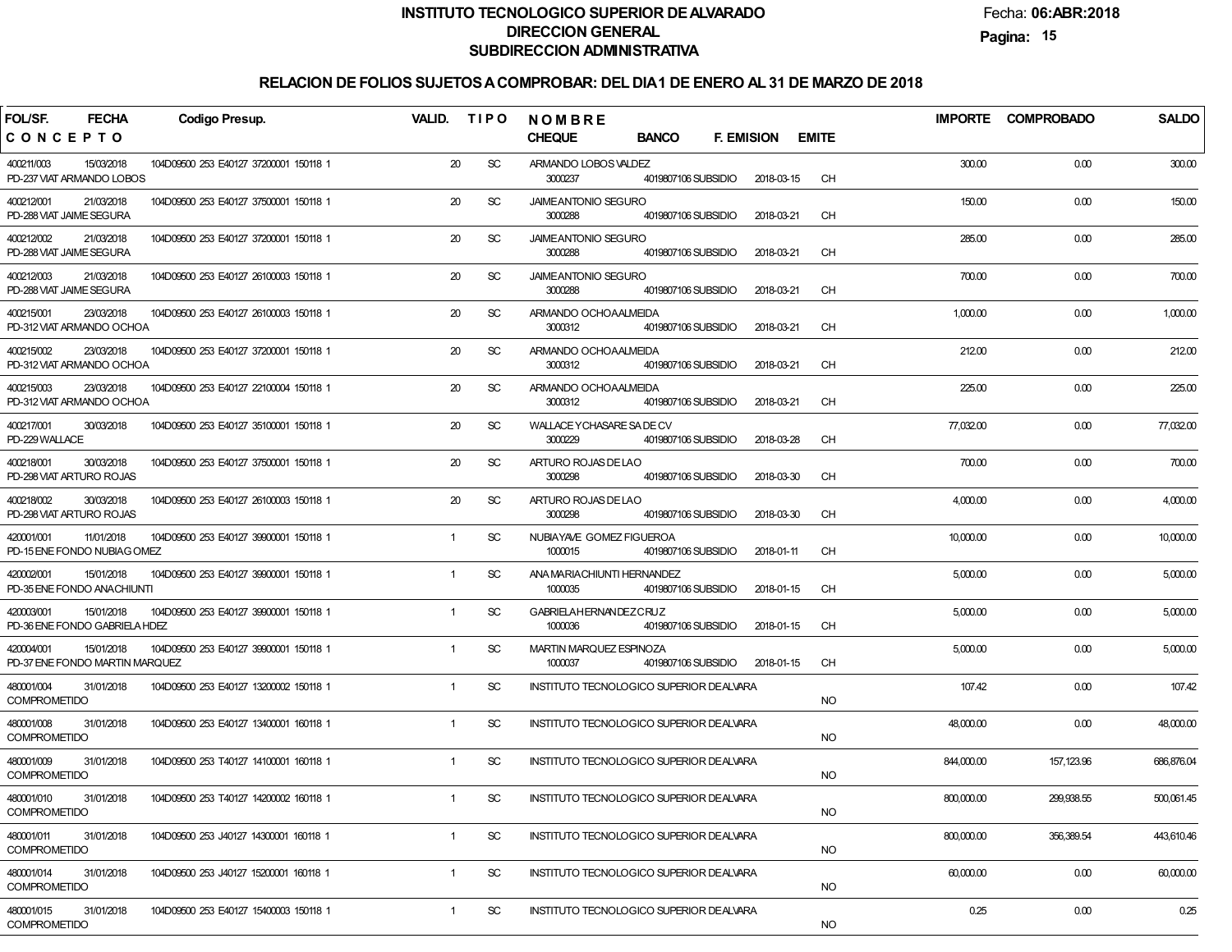# INSTITUTO TECNOLOGICO SUPERIOR DE ALVARADO
## DIRECCION GENERAL
## SUBDIRECCION ADMINISTRATIVA

Fecha: **06:ABR:2018**

### RELACION DE FOLIOS SUJETOS A COMPROBAR: DEL DIA 1 DE ENERO AL 31 DE MARZO DE 2018

| FOL/SF. / CONCEPTO | FECHA | Codigo Presup. | VALID. | TIPO | NOMBRE | CHEQUE | BANCO | F. EMISION | EMITE | IMPORTE | COMPROBADO | SALDO |
|---|---|---|---|---|---|---|---|---|---|---|---|---|
| 400211/003 PD-237 VIAT ARMANDO LOBOS | 15/03/2018 | 104D09500 253 E40127 37200001 150118 1 | 20 | SC | ARMANDO LOBOS VALDEZ | 3000237 | 4019807106 SUBSIDIO | 2018-03-15 | CH | 300.00 | 0.00 | 300.00 |
| 400212/001 PD-288 VIAT JAIME SEGURA | 21/03/2018 | 104D09500 253 E40127 37500001 150118 1 | 20 | SC | JAIME ANTONIO SEGURO | 3000288 | 4019807106 SUBSIDIO | 2018-03-21 | CH | 150.00 | 0.00 | 150.00 |
| 400212/002 PD-288 VIAT JAIME SEGURA | 21/03/2018 | 104D09500 253 E40127 37200001 150118 1 | 20 | SC | JAIME ANTONIO SEGURO | 3000288 | 4019807106 SUBSIDIO | 2018-03-21 | CH | 285.00 | 0.00 | 285.00 |
| 400212/003 PD-288 VIAT JAIME SEGURA | 21/03/2018 | 104D09500 253 E40127 26100003 150118 1 | 20 | SC | JAIME ANTONIO SEGURO | 3000288 | 4019807106 SUBSIDIO | 2018-03-21 | CH | 700.00 | 0.00 | 700.00 |
| 400215/001 PD-312 VIAT ARMANDO OCHOA | 23/03/2018 | 104D09500 253 E40127 26100003 150118 1 | 20 | SC | ARMANDO OCHOA ALMEIDA | 3000312 | 4019807106 SUBSIDIO | 2018-03-21 | CH | 1,000.00 | 0.00 | 1,000.00 |
| 400215/002 PD-312 VIAT ARMANDO OCHOA | 23/03/2018 | 104D09500 253 E40127 37200001 150118 1 | 20 | SC | ARMANDO OCHOA ALMEIDA | 3000312 | 4019807106 SUBSIDIO | 2018-03-21 | CH | 212.00 | 0.00 | 212.00 |
| 400215/003 PD-312 VIAT ARMANDO OCHOA | 23/03/2018 | 104D09500 253 E40127 22100004 150118 1 | 20 | SC | ARMANDO OCHOA ALMEIDA | 3000312 | 4019807106 SUBSIDIO | 2018-03-21 | CH | 225.00 | 0.00 | 225.00 |
| 400217/001 PD-229 WALLACE | 30/03/2018 | 104D09500 253 E40127 35100001 150118 1 | 20 | SC | WALLACE Y CHASARE SA DE CV | 3000229 | 4019807106 SUBSIDIO | 2018-03-28 | CH | 77,032.00 | 0.00 | 77,032.00 |
| 400218/001 PD-298 VIAT ARTURO ROJAS | 30/03/2018 | 104D09500 253 E40127 37500001 150118 1 | 20 | SC | ARTURO ROJAS DE LAO | 3000298 | 4019807106 SUBSIDIO | 2018-03-30 | CH | 700.00 | 0.00 | 700.00 |
| 400218/002 PD-298 VIAT ARTURO ROJAS | 30/03/2018 | 104D09500 253 E40127 26100003 150118 1 | 20 | SC | ARTURO ROJAS DE LAO | 3000298 | 4019807106 SUBSIDIO | 2018-03-30 | CH | 4,000.00 | 0.00 | 4,000.00 |
| 420001/001 PD-15 ENE FONDO NUBIA GOMEZ | 11/01/2018 | 104D09500 253 E40127 39900001 150118 1 | 1 | SC | NUBIA YAVE GOMEZ FIGUEROA | 1000015 | 4019807106 SUBSIDIO | 2018-01-11 | CH | 10,000.00 | 0.00 | 10,000.00 |
| 420002/001 PD-35 ENE FONDO ANA CHIUNTI | 15/01/2018 | 104D09500 253 E40127 39900001 150118 1 | 1 | SC | ANA MARIA CHIUNTI HERNANDEZ | 1000035 | 4019807106 SUBSIDIO | 2018-01-15 | CH | 5,000.00 | 0.00 | 5,000.00 |
| 420003/001 PD-36 ENE FONDO GABRIELA HDEZ | 15/01/2018 | 104D09500 253 E40127 39900001 150118 1 | 1 | SC | GABRIELA HERNANDEZ CRUZ | 1000036 | 4019807106 SUBSIDIO | 2018-01-15 | CH | 5,000.00 | 0.00 | 5,000.00 |
| 420004/001 PD-37 ENE FONDO MARTIN MARQUEZ | 15/01/2018 | 104D09500 253 E40127 39900001 150118 1 | 1 | SC | MARTIN MARQUEZ ESPINOZA | 1000037 | 4019807106 SUBSIDIO | 2018-01-15 | CH | 5,000.00 | 0.00 | 5,000.00 |
| 480001/004 COMPROMETIDO | 31/01/2018 | 104D09500 253 E40127 13200002 150118 1 | 1 | SC | INSTITUTO TECNOLOGICO SUPERIOR DE ALVARA | | | | NO | 107.42 | 0.00 | 107.42 |
| 480001/008 COMPROMETIDO | 31/01/2018 | 104D09500 253 E40127 13400001 160118 1 | 1 | SC | INSTITUTO TECNOLOGICO SUPERIOR DE ALVARA | | | | NO | 48,000.00 | 0.00 | 48,000.00 |
| 480001/009 COMPROMETIDO | 31/01/2018 | 104D09500 253 T40127 14100001 160118 1 | 1 | SC | INSTITUTO TECNOLOGICO SUPERIOR DE ALVARA | | | | NO | 844,000.00 | 157,123.96 | 686,876.04 |
| 480001/010 COMPROMETIDO | 31/01/2018 | 104D09500 253 T40127 14200002 160118 1 | 1 | SC | INSTITUTO TECNOLOGICO SUPERIOR DE ALVARA | | | | NO | 800,000.00 | 299,938.55 | 500,061.45 |
| 480001/011 COMPROMETIDO | 31/01/2018 | 104D09500 253 J40127 14300001 160118 1 | 1 | SC | INSTITUTO TECNOLOGICO SUPERIOR DE ALVARA | | | | NO | 800,000.00 | 356,389.54 | 443,610.46 |
| 480001/014 COMPROMETIDO | 31/01/2018 | 104D09500 253 J40127 15200001 160118 1 | 1 | SC | INSTITUTO TECNOLOGICO SUPERIOR DE ALVARA | | | | NO | 60,000.00 | 0.00 | 60,000.00 |
| 480001/015 COMPROMETIDO | 31/01/2018 | 104D09500 253 E40127 15400003 150118 1 | 1 | SC | INSTITUTO TECNOLOGICO SUPERIOR DE ALVARA | | | | NO | 0.25 | 0.00 | 0.25 |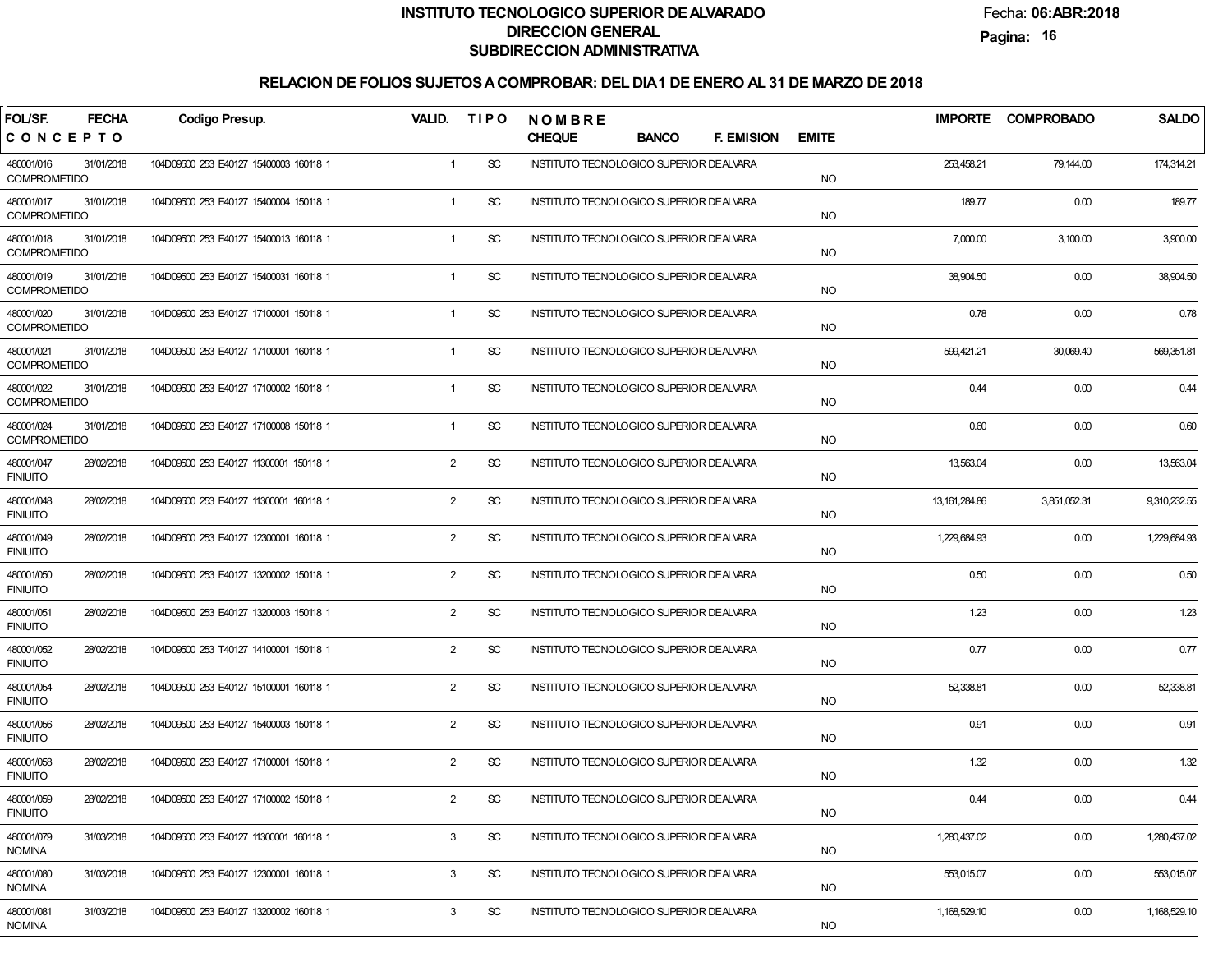# INSTITUTO TECNOLOGICO SUPERIOR DE ALVARADO

## DIRECCION GENERAL

## SUBDIRECCION ADMINISTRATIVA

Fecha: **06:ABR:2018**

### RELACION DE FOLIOS SUJETOS A COMPROBAR: DEL DIA 1 DE ENERO AL 31 DE MARZO DE 2018

| FOL/SF. | FECHA | Codigo Presup. | VALID. | TIPO | NOMBRE | EMITE | IMPORTE | COMPROBADO | SALDO |
|---|---|---|---|---|---|---|---|---|---|
| CONCEPTO | | | | | CHEQUE / BANCO / F. EMISION | | | | |
| 480001/016 COMPROMETIDO | 31/01/2018 | 104D09500 253 E40127 15400003 160118 1 | 1 | SC | INSTITUTO TECNOLOGICO SUPERIOR DEALVARA | NO | 253,458.21 | 79,144.00 | 174,314.21 |
| 480001/017 COMPROMETIDO | 31/01/2018 | 104D09500 253 E40127 15400004 150118 1 | 1 | SC | INSTITUTO TECNOLOGICO SUPERIOR DEALVARA | NO | 189.77 | 0.00 | 189.77 |
| 480001/018 COMPROMETIDO | 31/01/2018 | 104D09500 253 E40127 15400013 160118 1 | 1 | SC | INSTITUTO TECNOLOGICO SUPERIOR DEALVARA | NO | 7,000.00 | 3,100.00 | 3,900.00 |
| 480001/019 COMPROMETIDO | 31/01/2018 | 104D09500 253 E40127 15400031 160118 1 | 1 | SC | INSTITUTO TECNOLOGICO SUPERIOR DEALVARA | NO | 38,904.50 | 0.00 | 38,904.50 |
| 480001/020 COMPROMETIDO | 31/01/2018 | 104D09500 253 E40127 17100001 150118 1 | 1 | SC | INSTITUTO TECNOLOGICO SUPERIOR DEALVARA | NO | 0.78 | 0.00 | 0.78 |
| 480001/021 COMPROMETIDO | 31/01/2018 | 104D09500 253 E40127 17100001 160118 1 | 1 | SC | INSTITUTO TECNOLOGICO SUPERIOR DEALVARA | NO | 599,421.21 | 30,069.40 | 569,351.81 |
| 480001/022 COMPROMETIDO | 31/01/2018 | 104D09500 253 E40127 17100002 150118 1 | 1 | SC | INSTITUTO TECNOLOGICO SUPERIOR DEALVARA | NO | 0.44 | 0.00 | 0.44 |
| 480001/024 COMPROMETIDO | 31/01/2018 | 104D09500 253 E40127 17100008 150118 1 | 1 | SC | INSTITUTO TECNOLOGICO SUPERIOR DEALVARA | NO | 0.60 | 0.00 | 0.60 |
| 480001/047 FINIUITO | 28/02/2018 | 104D09500 253 E40127 11300001 150118 1 | 2 | SC | INSTITUTO TECNOLOGICO SUPERIOR DEALVARA | NO | 13,563.04 | 0.00 | 13,563.04 |
| 480001/048 FINIUITO | 28/02/2018 | 104D09500 253 E40127 11300001 160118 1 | 2 | SC | INSTITUTO TECNOLOGICO SUPERIOR DEALVARA | NO | 13,161,284.86 | 3,851,052.31 | 9,310,232.55 |
| 480001/049 FINIUITO | 28/02/2018 | 104D09500 253 E40127 12300001 160118 1 | 2 | SC | INSTITUTO TECNOLOGICO SUPERIOR DEALVARA | NO | 1,229,684.93 | 0.00 | 1,229,684.93 |
| 480001/050 FINIUITO | 28/02/2018 | 104D09500 253 E40127 13200002 150118 1 | 2 | SC | INSTITUTO TECNOLOGICO SUPERIOR DEALVARA | NO | 0.50 | 0.00 | 0.50 |
| 480001/051 FINIUITO | 28/02/2018 | 104D09500 253 E40127 13200003 150118 1 | 2 | SC | INSTITUTO TECNOLOGICO SUPERIOR DEALVARA | NO | 1.23 | 0.00 | 1.23 |
| 480001/052 FINIUITO | 28/02/2018 | 104D09500 253 T40127 14100001 150118 1 | 2 | SC | INSTITUTO TECNOLOGICO SUPERIOR DEALVARA | NO | 0.77 | 0.00 | 0.77 |
| 480001/054 FINIUITO | 28/02/2018 | 104D09500 253 E40127 15100001 160118 1 | 2 | SC | INSTITUTO TECNOLOGICO SUPERIOR DEALVARA | NO | 52,338.81 | 0.00 | 52,338.81 |
| 480001/056 FINIUITO | 28/02/2018 | 104D09500 253 E40127 15400003 150118 1 | 2 | SC | INSTITUTO TECNOLOGICO SUPERIOR DEALVARA | NO | 0.91 | 0.00 | 0.91 |
| 480001/058 FINIUITO | 28/02/2018 | 104D09500 253 E40127 17100001 150118 1 | 2 | SC | INSTITUTO TECNOLOGICO SUPERIOR DEALVARA | NO | 1.32 | 0.00 | 1.32 |
| 480001/059 FINIUITO | 28/02/2018 | 104D09500 253 E40127 17100002 150118 1 | 2 | SC | INSTITUTO TECNOLOGICO SUPERIOR DEALVARA | NO | 0.44 | 0.00 | 0.44 |
| 480001/079 NOMINA | 31/03/2018 | 104D09500 253 E40127 11300001 160118 1 | 3 | SC | INSTITUTO TECNOLOGICO SUPERIOR DEALVARA | NO | 1,280,437.02 | 0.00 | 1,280,437.02 |
| 480001/080 NOMINA | 31/03/2018 | 104D09500 253 E40127 12300001 160118 1 | 3 | SC | INSTITUTO TECNOLOGICO SUPERIOR DEALVARA | NO | 553,015.07 | 0.00 | 553,015.07 |
| 480001/081 NOMINA | 31/03/2018 | 104D09500 253 E40127 13200002 160118 1 | 3 | SC | INSTITUTO TECNOLOGICO SUPERIOR DEALVARA | NO | 1,168,529.10 | 0.00 | 1,168,529.10 |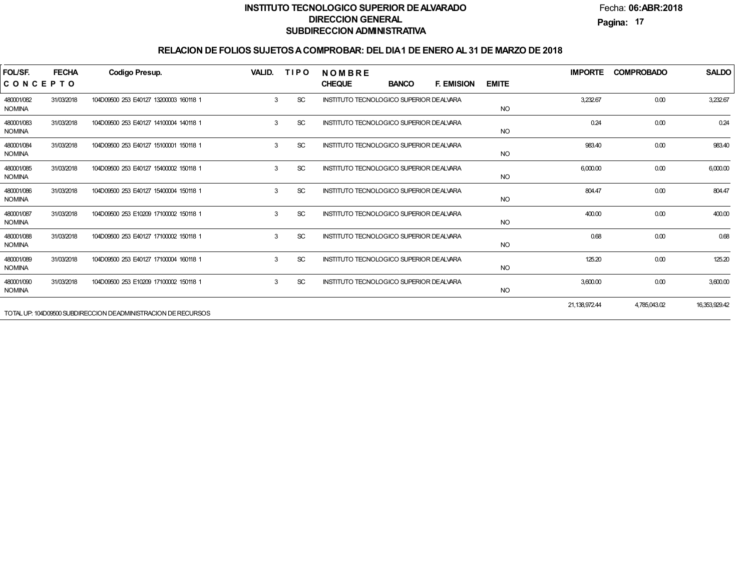**INSTITUTO TECNOLOGICO SUPERIOR DE ALVARADO**
**DIRECCION GENERAL**
**SUBDIRECCION ADMINISTRATIVA**

Fecha: **06:ABR:2018**

## RELACION DE FOLIOS SUJETOS A COMPROBAR: DEL DIA 1 DE ENERO AL 31 DE MARZO DE 2018

| FOL/SF. / CONCEPTO | FECHA | Codigo Presup. | VALID. | TIPO | NOMBRE / CHEQUE | BANCO | F. EMISION | EMITE | IMPORTE | COMPROBADO | SALDO |
|---|---|---|---|---|---|---|---|---|---|---|---|
| 480001/082 NOMINA | 31/03/2018 | 104D09500 253 E40127 13200003 160118 1 | 3 | SC | INSTITUTO TECNOLOGICO SUPERIOR DE ALVARA | | | NO | 3,232.67 | 0.00 | 3,232.67 |
| 480001/083 NOMINA | 31/03/2018 | 104D09500 253 E40127 14100004 140118 1 | 3 | SC | INSTITUTO TECNOLOGICO SUPERIOR DE ALVARA | | | NO | 0.24 | 0.00 | 0.24 |
| 480001/084 NOMINA | 31/03/2018 | 104D09500 253 E40127 15100001 150118 1 | 3 | SC | INSTITUTO TECNOLOGICO SUPERIOR DE ALVARA | | | NO | 983.40 | 0.00 | 983.40 |
| 480001/085 NOMINA | 31/03/2018 | 104D09500 253 E40127 15400002 150118 1 | 3 | SC | INSTITUTO TECNOLOGICO SUPERIOR DE ALVARA | | | NO | 6,000.00 | 0.00 | 6,000.00 |
| 480001/086 NOMINA | 31/03/2018 | 104D09500 253 E40127 15400004 150118 1 | 3 | SC | INSTITUTO TECNOLOGICO SUPERIOR DE ALVARA | | | NO | 804.47 | 0.00 | 804.47 |
| 480001/087 NOMINA | 31/03/2018 | 104D09500 253 E10209 17100002 150118 1 | 3 | SC | INSTITUTO TECNOLOGICO SUPERIOR DE ALVARA | | | NO | 400.00 | 0.00 | 400.00 |
| 480001/088 NOMINA | 31/03/2018 | 104D09500 253 E40127 17100002 150118 1 | 3 | SC | INSTITUTO TECNOLOGICO SUPERIOR DE ALVARA | | | NO | 0.68 | 0.00 | 0.68 |
| 480001/089 NOMINA | 31/03/2018 | 104D09500 253 E40127 17100004 160118 1 | 3 | SC | INSTITUTO TECNOLOGICO SUPERIOR DE ALVARA | | | NO | 125.20 | 0.00 | 125.20 |
| 480001/090 NOMINA | 31/03/2018 | 104D09500 253 E10209 17100002 150118 1 | 3 | SC | INSTITUTO TECNOLOGICO SUPERIOR DE ALVARA | | | NO | 3,600.00 | 0.00 | 3,600.00 |
| TOTAL UP: 104D09500 SUBDIRECCION DE ADMINISTRACION DE RECURSOS | | | | | | | | | 21,138,972.44 | 4,785,043.02 | 16,353,929.42 |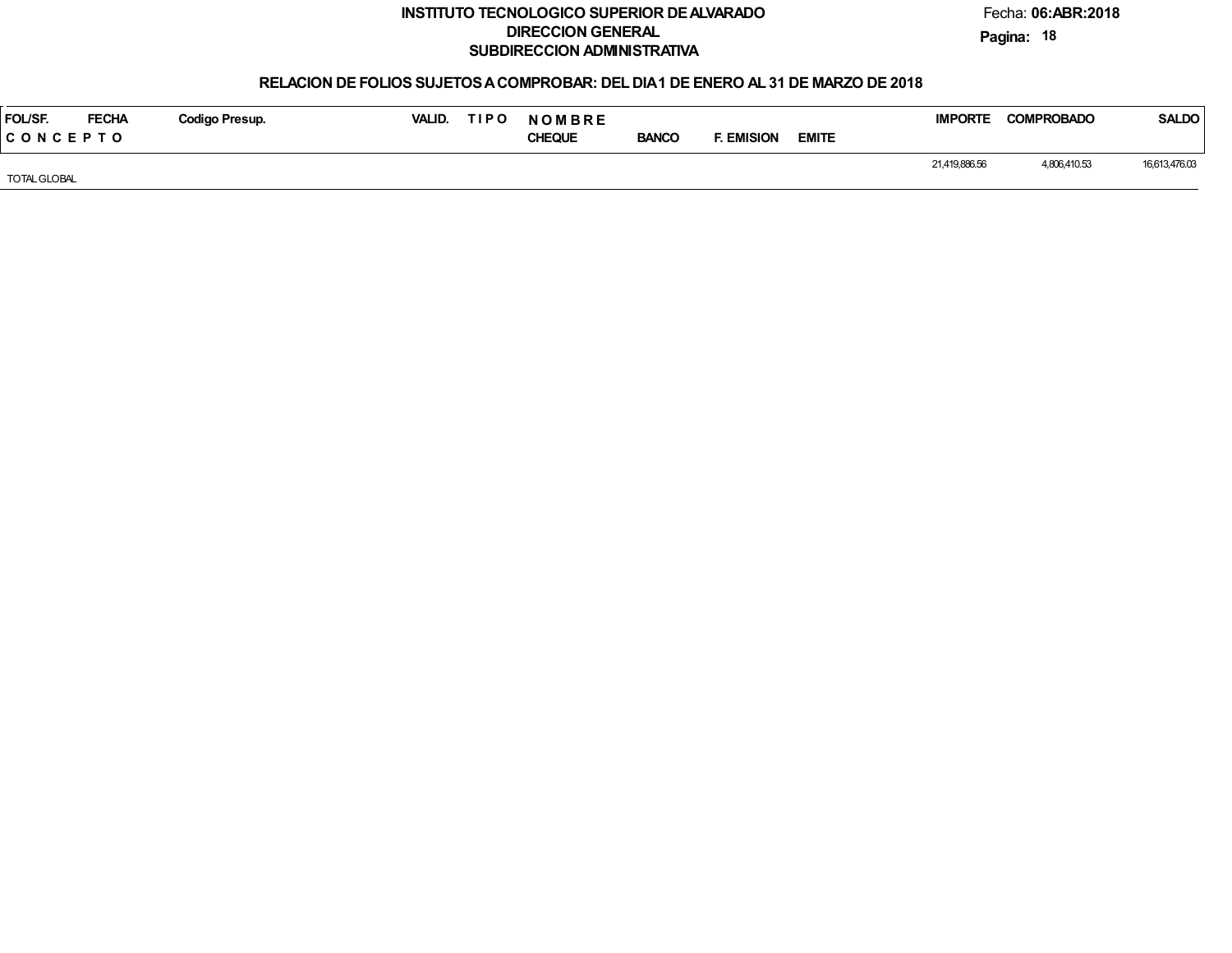**INSTITUTO TECNOLOGICO SUPERIOR DE ALVARADO**
**DIRECCION GENERAL**
**SUBDIRECCION ADMINISTRATIVA**

Fecha: **06:ABR:2018**

**RELACION DE FOLIOS SUJETOS A COMPROBAR: DEL DIA 1 DE ENERO AL 31 DE MARZO DE 2018**

| FOL/SF. | FECHA | Codigo Presup. | VALID. | T I P O | N O M B R E | | | | IMPORTE | COMPROBADO | SALDO |
|---|---|---|---|---|---|---|---|---|---|---|---|
| C O N C E P T O | | | | | CHEQUE | BANCO | F. EMISION | EMITE | | | |
| TOTAL GLOBAL | | | | | | | | | 21,419,886.56 | 4,806,410.53 | 16,613,476.03 |